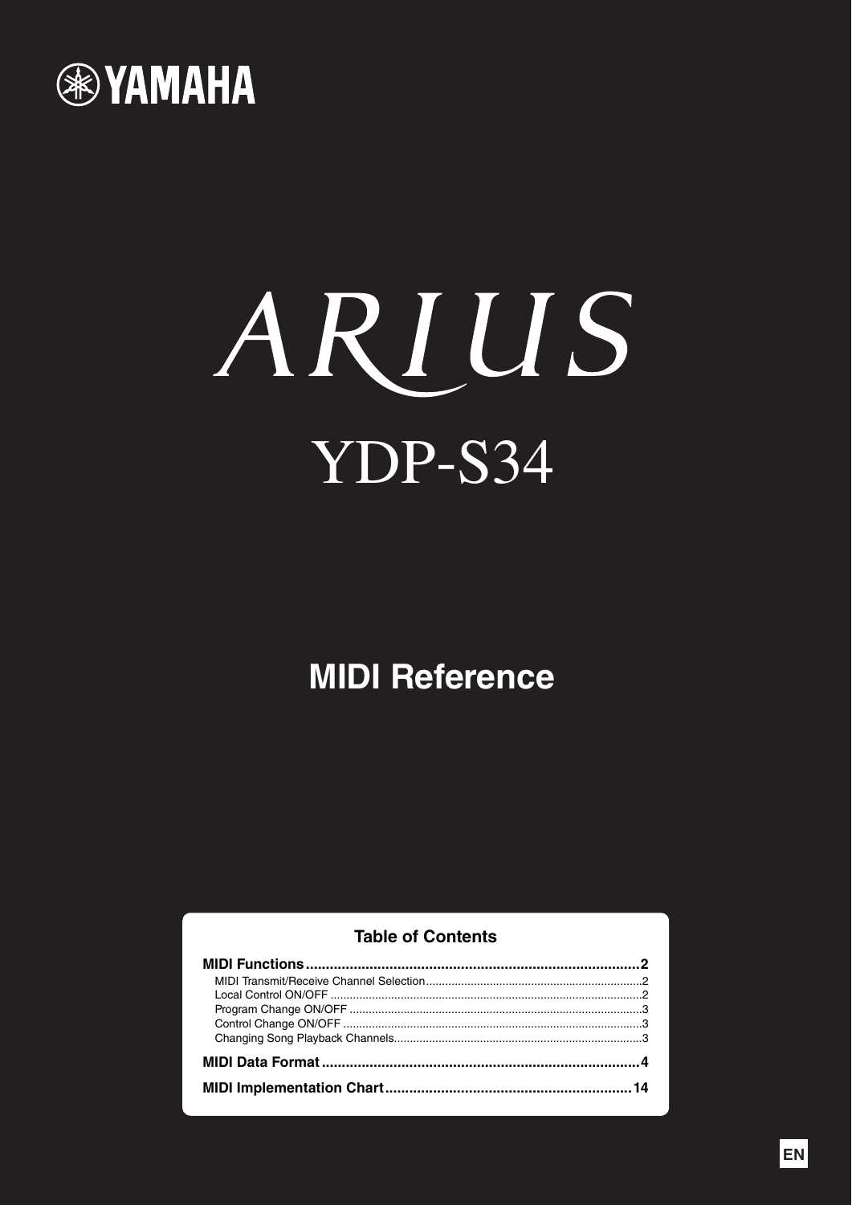YAMAHA

# ARIUS

# YDP-S34

## MIDI Reference

### Table of Contents

**MIDI Functions .................................................................................... 2**
- MIDI Transmit/Receive Channel Selection .................................................................... 2
- Local Control ON/OFF .................................................................................................. 2
- Program Change ON/OFF ........................................................................................... 3
- Control Change ON/OFF ............................................................................................. 3
- Changing Song Playback Channels ............................................................................. 3

**MIDI Data Format ................................................................................ 4**

**MIDI Implementation Chart ............................................................. 14**

EN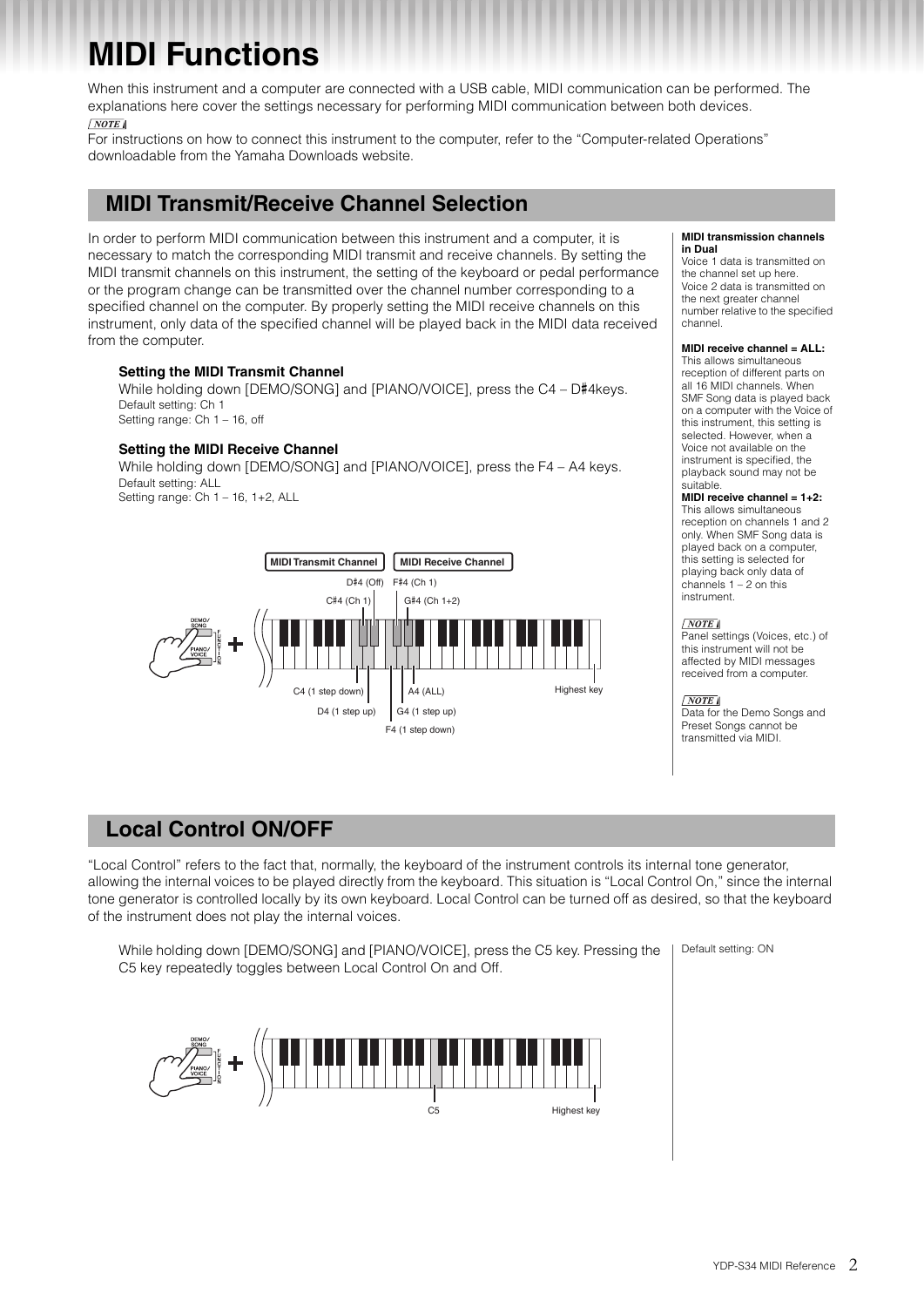# MIDI Functions

When this instrument and a computer are connected with a USB cable, MIDI communication can be performed. The explanations here cover the settings necessary for performing MIDI communication between both devices.

*NOTE*

For instructions on how to connect this instrument to the computer, refer to the "Computer-related Operations" downloadable from the Yamaha Downloads website.

## MIDI Transmit/Receive Channel Selection

In order to perform MIDI communication between this instrument and a computer, it is necessary to match the corresponding MIDI transmit and receive channels. By setting the MIDI transmit channels on this instrument, the setting of the keyboard or pedal performance or the program change can be transmitted over the channel number corresponding to a specified channel on the computer. By properly setting the MIDI receive channels on this instrument, only data of the specified channel will be played back in the MIDI data received from the computer.

**Setting the MIDI Transmit Channel**

While holding down [DEMO/SONG] and [PIANO/VOICE], press the C4 – D♯4keys.
Default setting: Ch 1
Setting range: Ch 1 – 16, off

**Setting the MIDI Receive Channel**

While holding down [DEMO/SONG] and [PIANO/VOICE], press the F4 – A4 keys.
Default setting: ALL
Setting range: Ch 1 – 16, 1+2, ALL

MIDI Transmit Channel: C4 (1 step down), C♯4 (Ch 1), D4 (1 step up), D♯4 (Off)
MIDI Receive Channel: F4 (1 step down), F♯4 (Ch 1), G4 (1 step up), G♯4 (Ch 1+2), A4 (ALL)
Highest key

**MIDI transmission channels in Dual**
Voice 1 data is transmitted on the channel set up here. Voice 2 data is transmitted on the next greater channel number relative to the specified channel.

**MIDI receive channel = ALL:**
This allows simultaneous reception of different parts on all 16 MIDI channels. When SMF Song data is played back on a computer with the Voice of this instrument, this setting is selected. However, when a Voice not available on the instrument is specified, the playback sound may not be suitable.

**MIDI receive channel = 1+2:**
This allows simultaneous reception on channels 1 and 2 only. When SMF Song data is played back on a computer, this setting is selected for playing back only data of channels 1 – 2 on this instrument.

*NOTE*
Panel settings (Voices, etc.) of this instrument will not be affected by MIDI messages received from a computer.

*NOTE*
Data for the Demo Songs and Preset Songs cannot be transmitted via MIDI.

## Local Control ON/OFF

"Local Control" refers to the fact that, normally, the keyboard of the instrument controls its internal tone generator, allowing the internal voices to be played directly from the keyboard. This situation is "Local Control On," since the internal tone generator is controlled locally by its own keyboard. Local Control can be turned off as desired, so that the keyboard of the instrument does not play the internal voices.

While holding down [DEMO/SONG] and [PIANO/VOICE], press the C5 key. Pressing the C5 key repeatedly toggles between Local Control On and Off.

Default setting: ON

C5 Highest key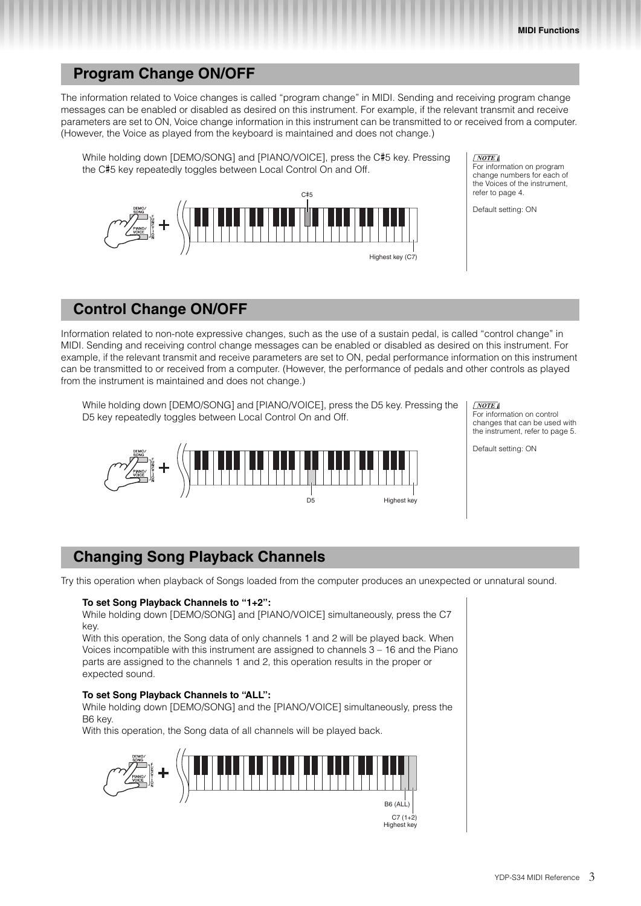## Program Change ON/OFF

The information related to Voice changes is called "program change" in MIDI. Sending and receiving program change messages can be enabled or disabled as desired on this instrument. For example, if the relevant transmit and receive parameters are set to ON, Voice change information in this instrument can be transmitted to or received from a computer. (However, the Voice as played from the keyboard is maintained and does not change.)

While holding down [DEMO/SONG] and [PIANO/VOICE], press the C♯5 key. Pressing the C♯5 key repeatedly toggles between Local Control On and Off.

*NOTE*
For information on program change numbers for each of the Voices of the instrument, refer to page 4.

Default setting: ON

## Control Change ON/OFF

Information related to non-note expressive changes, such as the use of a sustain pedal, is called "control change" in MIDI. Sending and receiving control change messages can be enabled or disabled as desired on this instrument. For example, if the relevant transmit and receive parameters are set to ON, pedal performance information on this instrument can be transmitted to or received from a computer. (However, the performance of pedals and other controls as played from the instrument is maintained and does not change.)

While holding down [DEMO/SONG] and [PIANO/VOICE], press the D5 key. Pressing the D5 key repeatedly toggles between Local Control On and Off.

*NOTE*
For information on control changes that can be used with the instrument, refer to page 5.

Default setting: ON

## Changing Song Playback Channels

Try this operation when playback of Songs loaded from the computer produces an unexpected or unnatural sound.

**To set Song Playback Channels to "1+2":**
While holding down [DEMO/SONG] and [PIANO/VOICE] simultaneously, press the C7 key.
With this operation, the Song data of only channels 1 and 2 will be played back. When Voices incompatible with this instrument are assigned to channels 3 – 16 and the Piano parts are assigned to the channels 1 and 2, this operation results in the proper or expected sound.

**To set Song Playback Channels to "ALL":**
While holding down [DEMO/SONG] and the [PIANO/VOICE] simultaneously, press the B6 key.
With this operation, the Song data of all channels will be played back.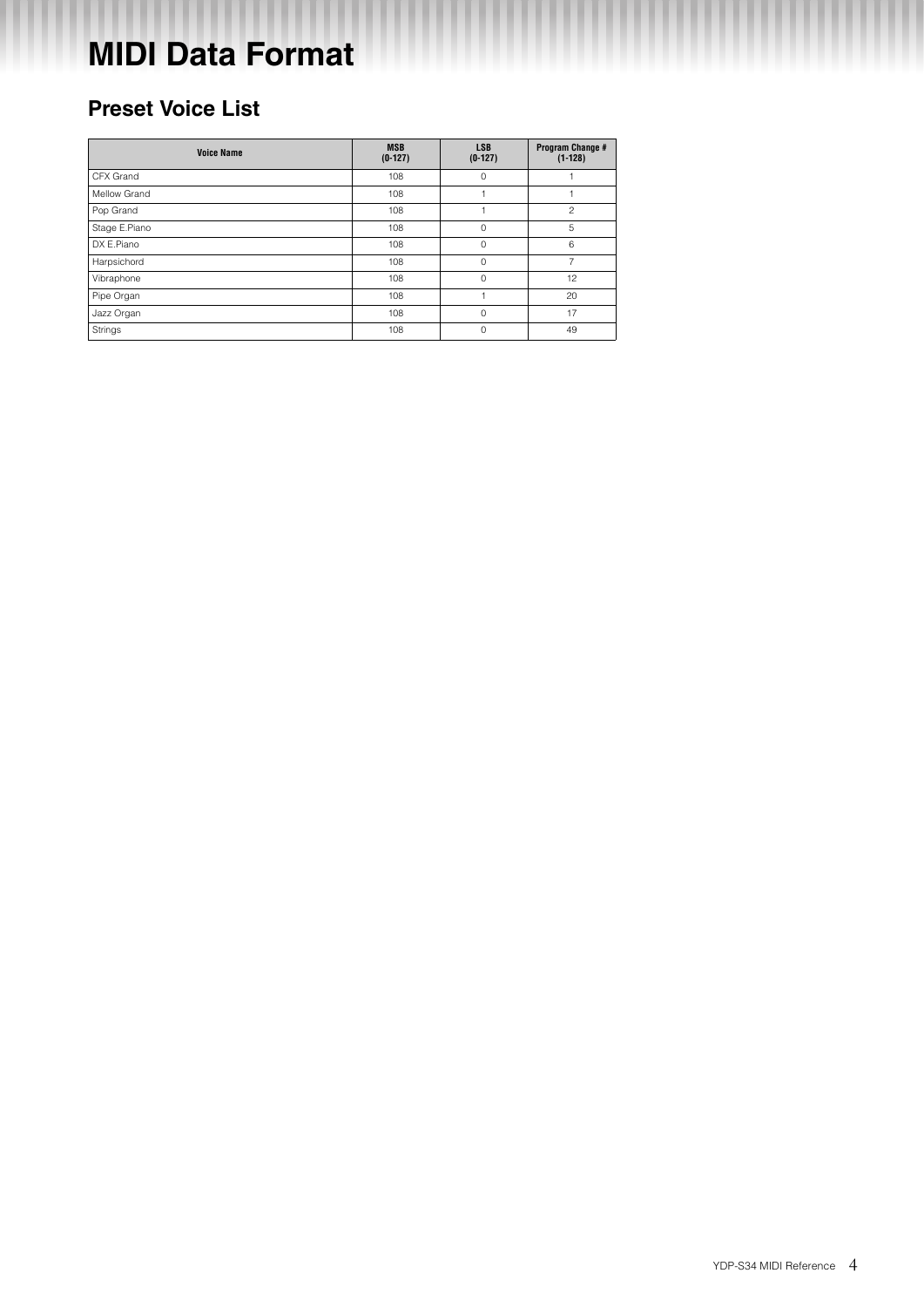# MIDI Data Format

## Preset Voice List

| Voice Name | MSB (0-127) | LSB (0-127) | Program Change # (1-128) |
|---|---|---|---|
| CFX Grand | 108 | 0 | 1 |
| Mellow Grand | 108 | 1 | 1 |
| Pop Grand | 108 | 1 | 2 |
| Stage E.Piano | 108 | 0 | 5 |
| DX E.Piano | 108 | 0 | 6 |
| Harpsichord | 108 | 0 | 7 |
| Vibraphone | 108 | 0 | 12 |
| Pipe Organ | 108 | 1 | 20 |
| Jazz Organ | 108 | 0 | 17 |
| Strings | 108 | 0 | 49 |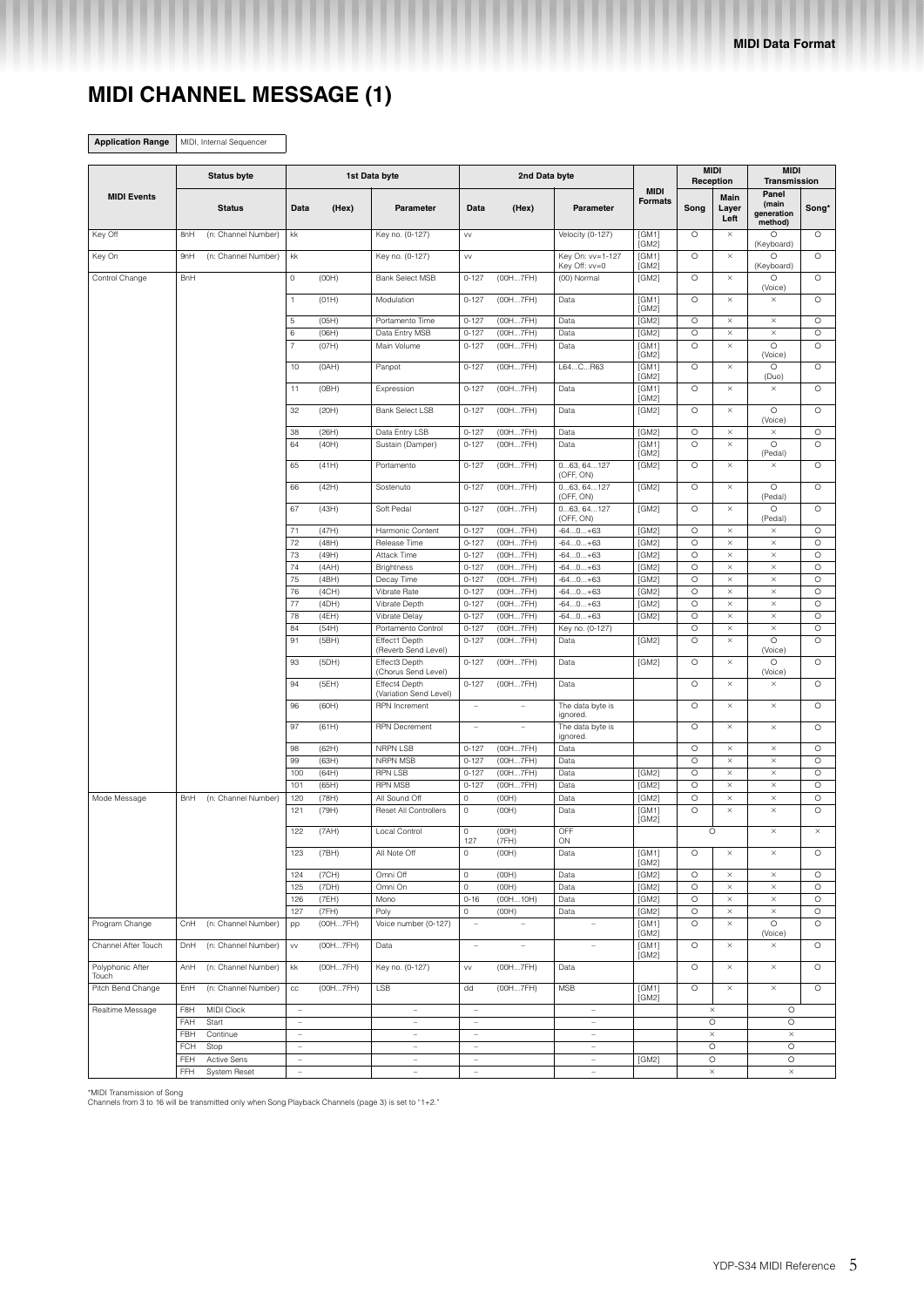# MIDI CHANNEL MESSAGE (1)

| Application Range | MIDI, Internal Sequencer |
|---|---|

| MIDI Events | Status byte | | 1st Data byte | | | 2nd Data byte | | | MIDI Formats | MIDI Reception | | MIDI Transmission | |
|---|---|---|---|---|---|---|---|---|---|---|---|---|---|
| | Status | | Data | (Hex) | Parameter | Data | (Hex) | Parameter | | Song | Main Layer Left | Panel (main generation method) | Song* |
| Key Off | 8nH | (n: Channel Number) | kk | | Key no. (0-127) | vv | | Velocity (0-127) | [GM1] [GM2] | O | × | O (Keyboard) | O |
| Key On | 9nH | (n: Channel Number) | kk | | Key no. (0-127) | vv | | Key On: vv=1-127 Key Off: vv=0 | [GM1] [GM2] | O | × | O (Keyboard) | O |
| Control Change | BnH | | 0 | (00H) | Bank Select MSB | 0-127 | (00H...7FH) | (00) Normal | [GM2] | O | × | O (Voice) | O |
| | | | 1 | (01H) | Modulation | 0-127 | (00H...7FH) | Data | [GM1] [GM2] | O | × | × | O |
| | | | 5 | (05H) | Portamento Time | 0-127 | (00H...7FH) | Data | [GM2] | O | × | × | O |
| | | | 6 | (06H) | Data Entry MSB | 0-127 | (00H...7FH) | Data | [GM2] | O | × | × | O |
| | | | 7 | (07H) | Main Volume | 0-127 | (00H...7FH) | Data | [GM1] [GM2] | O | × | O (Voice) | O |
| | | | 10 | (0AH) | Panpot | 0-127 | (00H...7FH) | L64...C...R63 | [GM1] [GM2] | O | × | O (Duo) | O |
| | | | 11 | (0BH) | Expression | 0-127 | (00H...7FH) | Data | [GM1] [GM2] | O | × | × | O |
| | | | 32 | (20H) | Bank Select LSB | 0-127 | (00H...7FH) | Data | [GM2] | O | × | O (Voice) | O |
| | | | 38 | (26H) | Data Entry LSB | 0-127 | (00H...7FH) | Data | [GM2] | O | × | × | O |
| | | | 64 | (40H) | Sustain (Damper) | 0-127 | (00H...7FH) | Data | [GM1] [GM2] | O | × | O (Pedal) | O |
| | | | 65 | (41H) | Portamento | 0-127 | (00H...7FH) | 0...63, 64...127 (OFF, ON) | [GM2] | O | × | × | O |
| | | | 66 | (42H) | Sostenuto | 0-127 | (00H...7FH) | 0...63, 64...127 (OFF, ON) | [GM2] | O | × | O (Pedal) | O |
| | | | 67 | (43H) | Soft Pedal | 0-127 | (00H...7FH) | 0...63, 64...127 (OFF, ON) | [GM2] | O | × | O (Pedal) | O |
| | | | 71 | (47H) | Harmonic Content | 0-127 | (00H...7FH) | -64...0...+63 | [GM2] | O | × | × | O |
| | | | 72 | (48H) | Release Time | 0-127 | (00H...7FH) | -64...0...+63 | [GM2] | O | × | × | O |
| | | | 73 | (49H) | Attack Time | 0-127 | (00H...7FH) | -64...0...+63 | [GM2] | O | × | × | O |
| | | | 74 | (4AH) | Brightness | 0-127 | (00H...7FH) | -64...0...+63 | [GM2] | O | × | × | O |
| | | | 75 | (4BH) | Decay Time | 0-127 | (00H...7FH) | -64...0...+63 | [GM2] | O | × | × | O |
| | | | 76 | (4CH) | Vibrate Rate | 0-127 | (00H...7FH) | -64...0...+63 | [GM2] | O | × | × | O |
| | | | 77 | (4DH) | Vibrate Depth | 0-127 | (00H...7FH) | -64...0...+63 | [GM2] | O | × | × | O |
| | | | 78 | (4EH) | Vibrate Delay | 0-127 | (00H...7FH) | -64...0...+63 | [GM2] | O | × | × | O |
| | | | 84 | (54H) | Portamento Control | 0-127 | (00H...7FH) | Key no. (0-127) | | O | × | × | O |
| | | | 91 | (5BH) | Effect1 Depth (Reverb Send Level) | 0-127 | (00H...7FH) | Data | [GM2] | O | × | O (Voice) | O |
| | | | 93 | (5DH) | Effect3 Depth (Chorus Send Level) | 0-127 | (00H...7FH) | Data | [GM2] | O | × | O (Voice) | O |
| | | | 94 | (5EH) | Effect4 Depth (Variation Send Level) | 0-127 | (00H...7FH) | Data | | O | × | × | O |
| | | | 96 | (60H) | RPN Increment | – | – | The data byte is ignored. | | O | × | × | O |
| | | | 97 | (61H) | RPN Decrement | – | – | The data byte is ignored. | | O | × | × | O |
| | | | 98 | (62H) | NRPN LSB | 0-127 | (00H...7FH) | Data | | O | × | × | O |
| | | | 99 | (63H) | NRPN MSB | 0-127 | (00H...7FH) | Data | | O | × | × | O |
| | | | 100 | (64H) | RPN LSB | 0-127 | (00H...7FH) | Data | [GM2] | O | × | × | O |
| | | | 101 | (65H) | RPN MSB | 0-127 | (00H...7FH) | Data | [GM2] | O | × | × | O |
| Mode Message | BnH | (n: Channel Number) | 120 | (78H) | All Sound Off | 0 | (00H) | Data | [GM2] | O | × | × | O |
| | | | 121 | (79H) | Reset All Controllers | 0 | (00H) | Data | [GM1] [GM2] | O | × | × | O |
| | | | 122 | (7AH) | Local Control | 0 127 | (00H) (7FH) | OFF ON | | O | | × | × |
| | | | 123 | (7BH) | All Note Off | 0 | (00H) | Data | [GM1] [GM2] | O | × | × | O |
| | | | 124 | (7CH) | Omni Off | 0 | (00H) | Data | [GM2] | O | × | × | O |
| | | | 125 | (7DH) | Omni On | 0 | (00H) | Data | [GM2] | O | × | × | O |
| | | | 126 | (7EH) | Mono | 0-16 | (00H...10H) | Data | [GM2] | O | × | × | O |
| | | | 127 | (7FH) | Poly | 0 | (00H) | Data | [GM2] | O | × | × | O |
| Program Change | CnH | (n: Channel Number) | pp | (00H...7FH) | Voice number (0-127) | – | – | – | [GM1] [GM2] | O | × | O (Voice) | O |
| Channel After Touch | DnH | (n: Channel Number) | vv | (00H...7FH) | Data | – | – | – | [GM1] [GM2] | O | × | × | O |
| Polyphonic After Touch | AnH | (n: Channel Number) | kk | (00H...7FH) | Key no. (0-127) | vv | (00H...7FH) | Data | | O | × | × | O |
| Pitch Bend Change | EnH | (n: Channel Number) | cc | (00H...7FH) | LSB | dd | (00H...7FH) | MSB | [GM1] [GM2] | O | × | × | O |
| Realtime Message | F8H | MIDI Clock | – | | – | – | | – | | × | | O | |
| | FAH | Start | – | | – | – | | – | | O | | O | |
| | FBH | Continue | – | | – | – | | – | | × | | × | |
| | FCH | Stop | – | | – | – | | – | | O | | O | |
| | FEH | Active Sens | – | | – | – | | – | [GM2] | O | | O | |
| | FFH | System Reset | – | | – | – | | – | | × | | × | |

*MIDI Transmission of Song
Channels from 3 to 16 will be transmitted only when Song Playback Channels (page 3) is set to "1+2."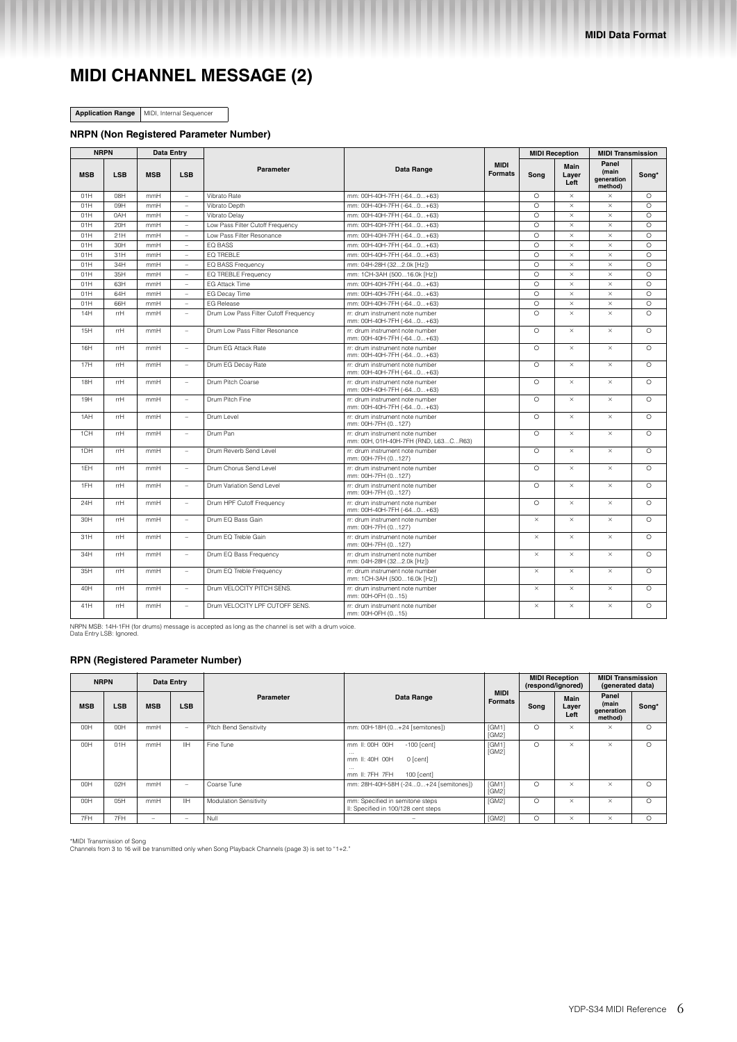# MIDI CHANNEL MESSAGE (2)

**Application Range** MIDI, Internal Sequencer

### NRPN (Non Registered Parameter Number)

| NRPN | | Data Entry | | Parameter | Data Range | MIDI Formats | MIDI Reception | | MIDI Transmission | |
|---|---|---|---|---|---|---|---|---|---|---|
| MSB | LSB | MSB | LSB | | | | Song | Main Layer Left | Panel (main generation method) | Song* |
| 01H | 08H | mmH | – | Vibrato Rate | mm: 00H-40H-7FH (-64...0...+63) | | ○ | × | × | ○ |
| 01H | 09H | mmH | – | Vibrato Depth | mm: 00H-40H-7FH (-64...0...+63) | | ○ | × | × | ○ |
| 01H | 0AH | mmH | – | Vibrato Delay | mm: 00H-40H-7FH (-64...0...+63) | | ○ | × | × | ○ |
| 01H | 20H | mmH | – | Low Pass Filter Cutoff Frequency | mm: 00H-40H-7FH (-64...0...+63) | | ○ | × | × | ○ |
| 01H | 21H | mmH | – | Low Pass Filter Resonance | mm: 00H-40H-7FH (-64...0...+63) | | ○ | × | × | ○ |
| 01H | 30H | mmH | – | EQ BASS | mm: 00H-40H-7FH (-64...0...+63) | | ○ | × | × | ○ |
| 01H | 31H | mmH | – | EQ TREBLE | mm: 00H-40H-7FH (-64...0...+63) | | ○ | × | × | ○ |
| 01H | 34H | mmH | – | EQ BASS Frequency | mm: 04H-28H (32...2.0k [Hz]) | | ○ | × | × | ○ |
| 01H | 35H | mmH | – | EQ TREBLE Frequency | mm: 1CH-3AH (500...16.0k [Hz]) | | ○ | × | × | ○ |
| 01H | 63H | mmH | – | EG Attack Time | mm: 00H-40H-7FH (-64...0...+63) | | ○ | × | × | ○ |
| 01H | 64H | mmH | – | EG Decay Time | mm: 00H-40H-7FH (-64...0...+63) | | ○ | × | × | ○ |
| 01H | 66H | mmH | – | EG Release | mm: 00H-40H-7FH (-64...0...+63) | | ○ | × | × | ○ |
| 14H | rrH | mmH | – | Drum Low Pass Filter Cutoff Frequency | rr: drum instrument note number<br>mm: 00H-40H-7FH (-64...0...+63) | | ○ | × | × | ○ |
| 15H | rrH | mmH | – | Drum Low Pass Filter Resonance | rr: drum instrument note number<br>mm: 00H-40H-7FH (-64...0...+63) | | ○ | × | × | ○ |
| 16H | rrH | mmH | – | Drum EG Attack Rate | rr: drum instrument note number<br>mm: 00H-40H-7FH (-64...0...+63) | | ○ | × | × | ○ |
| 17H | rrH | mmH | – | Drum EG Decay Rate | rr: drum instrument note number<br>mm: 00H-40H-7FH (-64...0...+63) | | ○ | × | × | ○ |
| 18H | rrH | mmH | – | Drum Pitch Coarse | rr: drum instrument note number<br>mm: 00H-40H-7FH (-64...0...+63) | | ○ | × | × | ○ |
| 19H | rrH | mmH | – | Drum Pitch Fine | rr: drum instrument note number<br>mm: 00H-40H-7FH (-64...0...+63) | | ○ | × | × | ○ |
| 1AH | rrH | mmH | – | Drum Level | rr: drum instrument note number<br>mm: 00H-7FH (0...127) | | ○ | × | × | ○ |
| 1CH | rrH | mmH | – | Drum Pan | rr: drum instrument note number<br>mm: 00H, 01H-40H-7FH (RND, L63...C...R63) | | ○ | × | × | ○ |
| 1DH | rrH | mmH | – | Drum Reverb Send Level | rr: drum instrument note number<br>mm: 00H-7FH (0...127) | | ○ | × | × | ○ |
| 1EH | rrH | mmH | – | Drum Chorus Send Level | rr: drum instrument note number<br>mm: 00H-7FH (0...127) | | ○ | × | × | ○ |
| 1FH | rrH | mmH | – | Drum Variation Send Level | rr: drum instrument note number<br>mm: 00H-7FH (0...127) | | ○ | × | × | ○ |
| 24H | rrH | mmH | – | Drum HPF Cutoff Frequency | rr: drum instrument note number<br>mm: 00H-40H-7FH (-64...0...+63) | | ○ | × | × | ○ |
| 30H | rrH | mmH | – | Drum EQ Bass Gain | rr: drum instrument note number<br>mm: 00H-7FH (0...127) | | × | × | × | ○ |
| 31H | rrH | mmH | – | Drum EQ Treble Gain | rr: drum instrument note number<br>mm: 00H-7FH (0...127) | | × | × | × | ○ |
| 34H | rrH | mmH | – | Drum EQ Bass Frequency | rr: drum instrument note number<br>mm: 04H-28H (32...2.0k [Hz]) | | × | × | × | ○ |
| 35H | rrH | mmH | – | Drum EQ Treble Frequency | rr: drum instrument note number<br>mm: 1CH-3AH (500...16.0k [Hz]) | | × | × | × | ○ |
| 40H | rrH | mmH | – | Drum VELOCITY PITCH SENS. | rr: drum instrument note number<br>mm: 00H-0FH (0...15) | | × | × | × | ○ |
| 41H | rrH | mmH | – | Drum VELOCITY LPF CUTOFF SENS. | rr: drum instrument note number<br>mm: 00H-0FH (0...15) | | × | × | × | ○ |

NRPN MSB: 14H-1FH (for drums) message is accepted as long as the channel is set with a drum voice.
Data Entry LSB: Ignored.

### RPN (Registered Parameter Number)

| NRPN | | Data Entry | | Parameter | Data Range | MIDI Formats | MIDI Reception (respond/ignored) | | MIDI Transmission (generated data) | |
|---|---|---|---|---|---|---|---|---|---|---|
| MSB | LSB | MSB | LSB | | | | Song | Main Layer Left | Panel (main generation method) | Song* |
| 00H | 00H | mmH | – | Pitch Bend Sensitivity | mm: 00H-18H (0...+24 [semitones]) | [GM1]<br>[GM2] | ○ | × | × | ○ |
| 00H | 01H | mmH | llH | Fine Tune | mm ll: 00H 00H -100 [cent]<br>...<br>mm ll: 40H 00H 0 [cent]<br>...<br>mm ll: 7FH 7FH 100 [cent] | [GM1]<br>[GM2] | ○ | × | × | ○ |
| 00H | 02H | mmH | – | Coarse Tune | mm: 28H-40H-58H (-24...0...+24 [semitones]) | [GM1]<br>[GM2] | ○ | × | × | ○ |
| 00H | 05H | mmH | llH | Modulation Sensitivity | mm: Specified in semitone steps<br>ll: Specified in 100/128 cent steps | [GM2] | ○ | × | × | ○ |
| 7FH | 7FH | – | – | Null | – | [GM2] | ○ | × | × | ○ |

*MIDI Transmission of Song
Channels from 3 to 16 will be transmitted only when Song Playback Channels (page 3) is set to "1+2."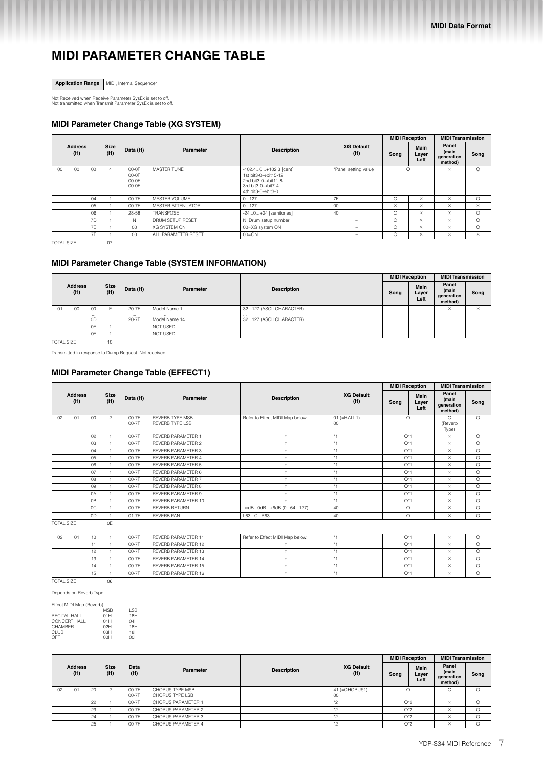# MIDI PARAMETER CHANGE TABLE

| Application Range | MIDI, Internal Sequencer |
|---|---|

Not Received when Receive Parameter SysEx is set to off.
Not transmitted when Transmit Parameter SysEx is set to off.

## MIDI Parameter Change Table (XG SYSTEM)

| Address (H) | | | Size (H) | Data (H) | Parameter | Description | XG Default (H) | MIDI Reception | | MIDI Transmission | |
|---|---|---|---|---|---|---|---|---|---|---|---|
| | | | | | | | | Song | Main Layer Left | Panel (main generation method) | Song |
| 00 | 00 | 00 | 4 | 00-0F 00-0F 00-0F 00-0F | MASTER TUNE | -102.4...0...+102.3 [cent] 1st bit3-0→bit15-12 2nd bit3-0→bit11-8 3rd bit3-0→bit7-4 4th bit3-0→bit3-0 | *Panel setting value | ○ | | × | ○ |
| | | 04 | 1 | 00-7F | MASTER VOLUME | 0...127 | 7F | ○ | × | × | ○ |
| | | 05 | 1 | 00-7F | MASTER ATTENUATOR | 0...127 | 00 | × | × | × | × |
| | | 06 | 1 | 28-58 | TRANSPOSE | -24...0...+24 [semitones] | 40 | ○ | × | × | ○ |
| | | 7D | 1 | N | DRUM SETUP RESET | N: Drum setup number | – | ○ | × | × | ○ |
| | | 7E | 1 | 00 | XG SYSTEM ON | 00=XG system ON | – | ○ | × | × | ○ |
| | | 7F | 1 | 00 | ALL PARAMETER RESET | 00=ON | – | ○ | × | × | × |
| TOTAL SIZE | | | 07 | | | | | | | | |

## MIDI Parameter Change Table (SYSTEM INFORMATION)

| Address (H) | | | Size (H) | Data (H) | Parameter | Description | | MIDI Reception | | MIDI Transmission | |
|---|---|---|---|---|---|---|---|---|---|---|---|
| | | | | | | | | Song | Main Layer Left | Panel (main generation method) | Song |
| 01 | 00 | 00 ... 0D | E | 20-7F ... 20-7F | Model Name 1 ... Model Name 14 | 32...127 (ASCII CHARACTER) ... 32...127 (ASCII CHARACTER) | | – | – | × | × |
| | | 0E | 1 | | NOT USED | | | | | | |
| | | 0F | 1 | | NOT USED | | | | | | |
| TOTAL SIZE | | | 10 | | | | | | | | |

Transmitted in response to Dump Request. Not received.

## MIDI Parameter Change Table (EFFECT1)

| Address (H) | | | Size (H) | Data (H) | Parameter | Description | XG Default (H) | MIDI Reception | | MIDI Transmission | |
|---|---|---|---|---|---|---|---|---|---|---|---|
| | | | | | | | | Song | Main Layer Left | Panel (main generation method) | Song |
| 02 | 01 | 00 | 2 | 00-7F 00-7F | REVERB TYPE MSB REVERB TYPE LSB | Refer to Effect MIDI Map below. | 01 (=HALL1) 00 | ○ | | ○ (Reverb Type) | ○ |
| | | 02 | 1 | 00-7F | REVERB PARAMETER 1 | 〃 | *1 | ○*1 | | × | ○ |
| | | 03 | 1 | 00-7F | REVERB PARAMETER 2 | 〃 | *1 | ○*1 | | × | ○ |
| | | 04 | 1 | 00-7F | REVERB PARAMETER 3 | 〃 | *1 | ○*1 | | × | ○ |
| | | 05 | 1 | 00-7F | REVERB PARAMETER 4 | 〃 | *1 | ○*1 | | × | ○ |
| | | 06 | 1 | 00-7F | REVERB PARAMETER 5 | 〃 | *1 | ○*1 | | × | ○ |
| | | 07 | 1 | 00-7F | REVERB PARAMETER 6 | 〃 | *1 | ○*1 | | × | ○ |
| | | 08 | 1 | 00-7F | REVERB PARAMETER 7 | 〃 | *1 | ○*1 | | × | ○ |
| | | 09 | 1 | 00-7F | REVERB PARAMETER 8 | 〃 | *1 | ○*1 | | × | ○ |
| | | 0A | 1 | 00-7F | REVERB PARAMETER 9 | 〃 | *1 | ○*1 | | × | ○ |
| | | 0B | 1 | 00-7F | REVERB PARAMETER 10 | 〃 | *1 | ○*1 | | × | ○ |
| | | 0C | 1 | 00-7F | REVERB RETURN | -∞dB...0dB...+6dB (0...64...127) | 40 | ○ | | × | ○ |
| | | 0D | 1 | 01-7F | REVERB PAN | L63...C...R63 | 40 | ○ | | × | ○ |
| TOTAL SIZE | | | 0E | | | | | | | | |

| Address (H) | | | Size (H) | Data (H) | Parameter | Description | XG Default (H) | MIDI Reception | | MIDI Transmission | |
|---|---|---|---|---|---|---|---|---|---|---|---|
| 02 | 01 | 10 | 1 | 00-7F | REVERB PARAMETER 11 | Refer to Effect MIDI Map below. | *1 | ○*1 | | × | ○ |
| | | 11 | 1 | 00-7F | REVERB PARAMETER 12 | 〃 | *1 | ○*1 | | × | ○ |
| | | 12 | 1 | 00-7F | REVERB PARAMETER 13 | 〃 | *1 | ○*1 | | × | ○ |
| | | 13 | 1 | 00-7F | REVERB PARAMETER 14 | 〃 | *1 | ○*1 | | × | ○ |
| | | 14 | 1 | 00-7F | REVERB PARAMETER 15 | 〃 | *1 | ○*1 | | × | ○ |
| | | 15 | 1 | 00-7F | REVERB PARAMETER 16 | 〃 | *1 | ○*1 | | × | ○ |
| TOTAL SIZE | | | 06 | | | | | | | | |

Depends on Reverb Type.

Effect MIDI Map (Reverb)

| | MSB | LSB |
|---|---|---|
| RECITAL HALL | 01H | 18H |
| CONCERT HALL | 01H | 04H |
| CHAMBER | 02H | 18H |
| CLUB | 03H | 18H |
| OFF | 00H | 00H |

| Address (H) | | | Size (H) | Data (H) | Parameter | Description | XG Default (H) | MIDI Reception | | MIDI Transmission | |
|---|---|---|---|---|---|---|---|---|---|---|---|
| | | | | | | | | Song | Main Layer Left | Panel (main generation method) | Song |
| 02 | 01 | 20 | 2 | 00-7F 00-7F | CHORUS TYPE MSB CHORUS TYPE LSB | | 41 (=CHORUS1) 00 | ○ | | ○ | ○ |
| | | 22 | 1 | 00-7F | CHORUS PARAMETER 1 | | *2 | ○*2 | | × | ○ |
| | | 23 | 1 | 00-7F | CHORUS PARAMETER 2 | | *2 | ○*2 | | × | ○ |
| | | 24 | 1 | 00-7F | CHORUS PARAMETER 3 | | *2 | ○*2 | | × | ○ |
| | | 25 | 1 | 00-7F | CHORUS PARAMETER 4 | | *2 | ○*2 | | × | ○ |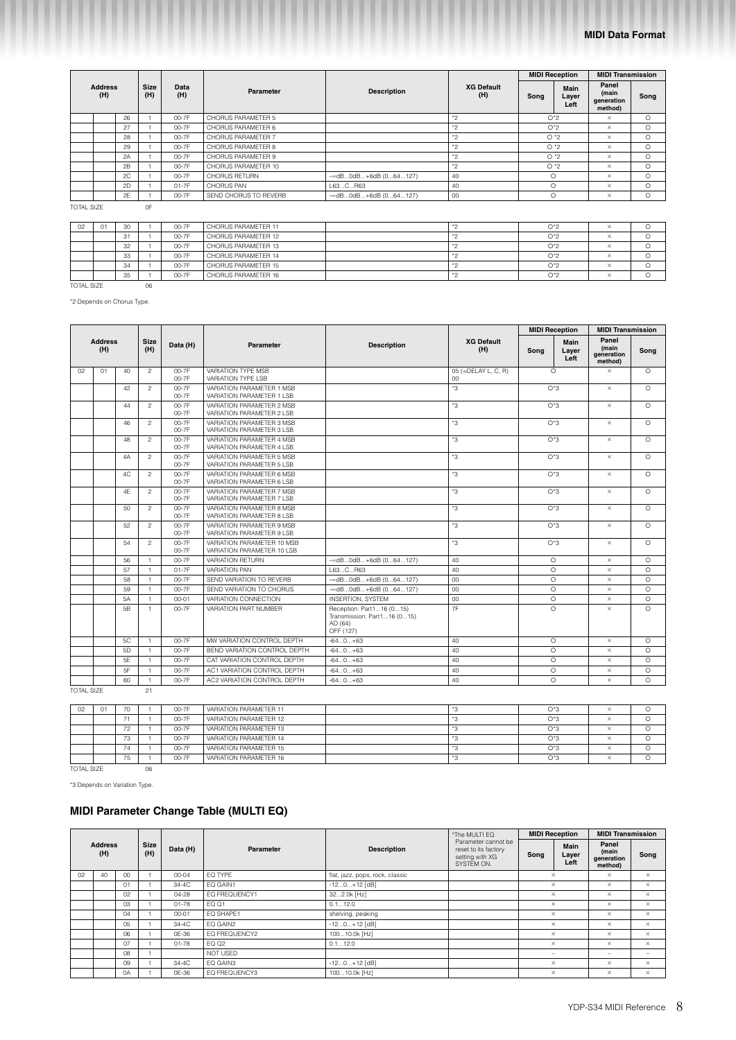| Address (H) | | | Size (H) | Data (H) | Parameter | Description | XG Default (H) | MIDI Reception Song | MIDI Reception Main Layer Left | MIDI Transmission Panel (main generation method) | MIDI Transmission Song |
|---|---|---|---|---|---|---|---|---|---|---|---|
| | | 26 | 1 | 00-7F | CHORUS PARAMETER 5 | | *2 | O*2 | | × | O |
| | | 27 | 1 | 00-7F | CHORUS PARAMETER 6 | | *2 | O*2 | | × | O |
| | | 28 | 1 | 00-7F | CHORUS PARAMETER 7 | | *2 | O *2 | | × | O |
| | | 29 | 1 | 00-7F | CHORUS PARAMETER 8 | | *2 | O *2 | | × | O |
| | | 2A | 1 | 00-7F | CHORUS PARAMETER 9 | | *2 | O *2 | | × | O |
| | | 2B | 1 | 00-7F | CHORUS PARAMETER 10 | | *2 | O *2 | | × | O |
| | | 2C | 1 | 00-7F | CHORUS RETURN | -∞dB...0dB...+6dB (0...64...127) | 40 | O | | × | O |
| | | 2D | 1 | 01-7F | CHORUS PAN | L63...C...R63 | 40 | O | | × | O |
| | | 2E | 1 | 00-7F | SEND CHORUS TO REVERB | -∞dB...0dB...+6dB (0...64...127) | 00 | O | | × | O |
| TOTAL SIZE | | | 0F | | | | | | | | |

| Address (H) | | | Size (H) | Data (H) | Parameter | Description | XG Default (H) | MIDI Reception Song | MIDI Reception Main Layer Left | MIDI Transmission Panel (main generation method) | MIDI Transmission Song |
|---|---|---|---|---|---|---|---|---|---|---|---|
| 02 | 01 | 30 | 1 | 00-7F | CHORUS PARAMETER 11 | | *2 | O*2 | | × | O |
| | | 31 | 1 | 00-7F | CHORUS PARAMETER 12 | | *2 | O*2 | | × | O |
| | | 32 | 1 | 00-7F | CHORUS PARAMETER 13 | | *2 | O*2 | | × | O |
| | | 33 | 1 | 00-7F | CHORUS PARAMETER 14 | | *2 | O*2 | | × | O |
| | | 34 | 1 | 00-7F | CHORUS PARAMETER 15 | | *2 | O*2 | | × | O |
| | | 35 | 1 | 00-7F | CHORUS PARAMETER 16 | | *2 | O*2 | | × | O |
| TOTAL SIZE | | | 06 | | | | | | | | |

*2 Depends on Chorus Type.

| Address (H) | | | Size (H) | Data (H) | Parameter | Description | XG Default (H) | MIDI Reception Song | MIDI Reception Main Layer Left | MIDI Transmission Panel (main generation method) | MIDI Transmission Song |
|---|---|---|---|---|---|---|---|---|---|---|---|
| 02 | 01 | 40 | 2 | 00-7F 00-7F | VARIATION TYPE MSB VARIATION TYPE LSB | | 05 (=DELAY L, C, R) 00 | O | | × | O |
| | | 42 | 2 | 00-7F 00-7F | VARIATION PARAMETER 1 MSB VARIATION PARAMETER 1 LSB | | *3 | O*3 | | × | O |
| | | 44 | 2 | 00-7F 00-7F | VARIATION PARAMETER 2 MSB VARIATION PARAMETER 2 LSB | | *3 | O*3 | | × | O |
| | | 46 | 2 | 00-7F 00-7F | VARIATION PARAMETER 3 MSB VARIATION PARAMETER 3 LSB | | *3 | O*3 | | × | O |
| | | 48 | 2 | 00-7F 00-7F | VARIATION PARAMETER 4 MSB VARIATION PARAMETER 4 LSB | | *3 | O*3 | | × | O |
| | | 4A | 2 | 00-7F 00-7F | VARIATION PARAMETER 5 MSB VARIATION PARAMETER 5 LSB | | *3 | O*3 | | × | O |
| | | 4C | 2 | 00-7F 00-7F | VARIATION PARAMETER 6 MSB VARIATION PARAMETER 6 LSB | | *3 | O*3 | | × | O |
| | | 4E | 2 | 00-7F 00-7F | VARIATION PARAMETER 7 MSB VARIATION PARAMETER 7 LSB | | *3 | O*3 | | × | O |
| | | 50 | 2 | 00-7F 00-7F | VARIATION PARAMETER 8 MSB VARIATION PARAMETER 8 LSB | | *3 | O*3 | | × | O |
| | | 52 | 2 | 00-7F 00-7F | VARIATION PARAMETER 9 MSB VARIATION PARAMETER 9 LSB | | *3 | O*3 | | × | O |
| | | 54 | 2 | 00-7F 00-7F | VARIATION PARAMETER 10 MSB VARIATION PARAMETER 10 LSB | | *3 | O*3 | | × | O |
| | | 56 | 1 | 00-7F | VARIATION RETURN | -∞dB...0dB...+6dB (0...64...127) | 40 | O | | × | O |
| | | 57 | 1 | 01-7F | VARIATION PAN | L63...C...R63 | 40 | O | | × | O |
| | | 58 | 1 | 00-7F | SEND VARIATION TO REVERB | -∞dB...0dB...+6dB (0...64...127) | 00 | O | | × | O |
| | | 59 | 1 | 00-7F | SEND VARIATION TO CHORUS | -∞dB...0dB...+6dB (0...64...127) | 00 | O | | × | O |
| | | 5A | 1 | 00-01 | VARIATION CONNECTION | INSERTION, SYSTEM | 00 | O | | × | O |
| | | 5B | 1 | 00-7F | VARIATION PART NUMBER | Reception: Part1...16 (0...15) Transmission: Part1...16 (0...15) AD (64) OFF (127) | 7F | O | | × | O |
| | | 5C | 1 | 00-7F | MW VARIATION CONTROL DEPTH | -64...0...+63 | 40 | O | | × | O |
| | | 5D | 1 | 00-7F | BEND VARIATION CONTROL DEPTH | -64...0...+63 | 40 | O | | × | O |
| | | 5E | 1 | 00-7F | CAT VARIATION CONTROL DEPTH | -64...0...+63 | 40 | O | | × | O |
| | | 5F | 1 | 00-7F | AC1 VARIATION CONTROL DEPTH | -64...0...+63 | 40 | O | | × | O |
| | | 60 | 1 | 00-7F | AC2 VARIATION CONTROL DEPTH | -64...0...+63 | 40 | O | | × | O |
| TOTAL SIZE | | | 21 | | | | | | | | |

| Address (H) | | | Size (H) | Data (H) | Parameter | Description | XG Default (H) | MIDI Reception Song | MIDI Reception Main Layer Left | MIDI Transmission Panel (main generation method) | MIDI Transmission Song |
|---|---|---|---|---|---|---|---|---|---|---|---|
| 02 | 01 | 70 | 1 | 00-7F | VARIATION PARAMETER 11 | | *3 | O*3 | | × | O |
| | | 71 | 1 | 00-7F | VARIATION PARAMETER 12 | | *3 | O*3 | | × | O |
| | | 72 | 1 | 00-7F | VARIATION PARAMETER 13 | | *3 | O*3 | | × | O |
| | | 73 | 1 | 00-7F | VARIATION PARAMETER 14 | | *3 | O*3 | | × | O |
| | | 74 | 1 | 00-7F | VARIATION PARAMETER 15 | | *3 | O*3 | | × | O |
| | | 75 | 1 | 00-7F | VARIATION PARAMETER 16 | | *3 | O*3 | | × | O |
| TOTAL SIZE | | | 06 | | | | | | | | |

*3 Depends on Variation Type.

## MIDI Parameter Change Table (MULTI EQ)

| Address (H) | | | Size (H) | Data (H) | Parameter | Description | *The MULTI EQ Parameter cannot be reset to its factory setting with XG SYSTEM ON. | MIDI Reception Song | MIDI Reception Main Layer Left | MIDI Transmission Panel (main generation method) | MIDI Transmission Song |
|---|---|---|---|---|---|---|---|---|---|---|---|
| 02 | 40 | 00 | 1 | 00-04 | EQ TYPE | flat, jazz, pops, rock, classic | | × | | × | × |
| | | 01 | 1 | 34-4C | EQ GAIN1 | -12...0...+12 [dB] | | × | | × | × |
| | | 02 | 1 | 04-28 | EQ FREQUENCY1 | 32...2.0k [Hz] | | × | | × | × |
| | | 03 | 1 | 01-78 | EQ Q1 | 0.1...12.0 | | × | | × | × |
| | | 04 | 1 | 00-01 | EQ SHAPE1 | shelving, peaking | | × | | × | × |
| | | 05 | 1 | 34-4C | EQ GAIN2 | -12...0...+12 [dB] | | × | | × | × |
| | | 06 | 1 | 0E-36 | EQ FREQUENCY2 | 100...10.0k [Hz] | | × | | × | × |
| | | 07 | 1 | 01-78 | EQ Q2 | 0.1...12.0 | | × | | × | × |
| | | 08 | 1 | | NOT USED | | | – | | – | – |
| | | 09 | 1 | 34-4C | EQ GAIN3 | -12...0...+12 [dB] | | × | | × | × |
| | | 0A | 1 | 0E-36 | EQ FREQUENCY3 | 100...10.0k [Hz] | | × | | × | × |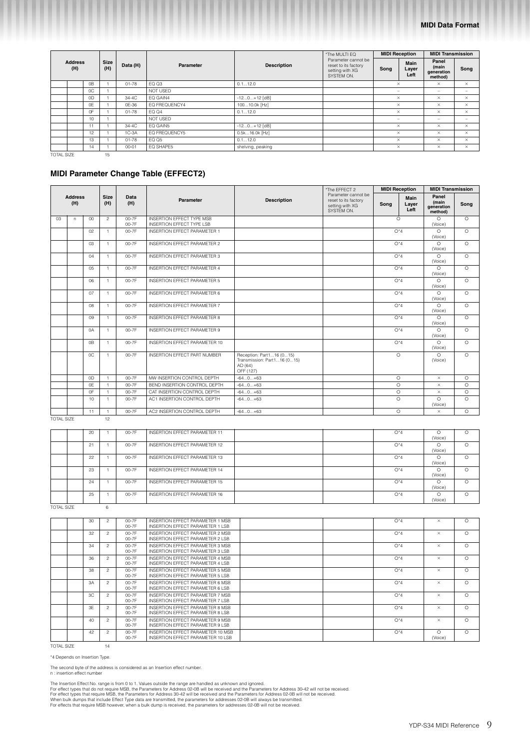| Address (H) | | | Size (H) | Data (H) | Parameter | Description | *The MULTI EQ Parameter cannot be reset to its factory setting with XG SYSTEM ON. | MIDI Reception | | MIDI Transmission | |
|---|---|---|---|---|---|---|---|---|---|---|---|
| | | | | | | | | Song | Main Layer Left | Panel (main generation method) | Song |
| | | 0B | 1 | 01-78 | EQ Q3 | 0.1...12.0 | | × | | × | × |
| | | 0C | 1 | | NOT USED | | | – | | – | – |
| | | 0D | 1 | 34-4C | EQ GAIN4 | -12...0...+12 [dB] | | × | | × | × |
| | | 0E | 1 | 0E-36 | EQ FREQUENCY4 | 100...10.0k [Hz] | | × | | × | × |
| | | 0F | 1 | 01-78 | EQ Q4 | 0.1...12.0 | | × | | × | × |
| | | 10 | 1 | | NOT USED | | | – | | – | – |
| | | 11 | 1 | 34-4C | EQ GAIN5 | -12...0...+12 [dB] | | × | | × | × |
| | | 12 | 1 | 1C-3A | EQ FREQUENCY5 | 0.5k...16.0k [Hz] | | × | | × | × |
| | | 13 | 1 | 01-78 | EQ Q5 | 0.1...12.0 | | × | | × | × |
| | | 14 | 1 | 00-01 | EQ SHAPE5 | shelving, peaking | | × | | × | × |
| TOTAL SIZE | | | 15 | | | | | | | | |

## MIDI Parameter Change Table (EFFECT2)

| Address (H) | | | Size (H) | Data (H) | Parameter | Description | *The EFFECT 2 Parameter cannot be reset to its factory setting with XG SYSTEM ON. | MIDI Reception | | MIDI Transmission | |
|---|---|---|---|---|---|---|---|---|---|---|---|
| | | | | | | | | Song | Main Layer Left | Panel (main generation method) | Song |
| 03 | n | 00 | 2 | 00-7F<br>00-7F | INSERTION EFFECT TYPE MSB<br>INSERTION EFFECT TYPE LSB | | | O | | O (Voice) | O |
| | | 02 | 1 | 00-7F | INSERTION EFFECT PARAMETER 1 | | | O*4 | | O (Voice) | O |
| | | 03 | 1 | 00-7F | INSERTION EFFECT PARAMETER 2 | | | O*4 | | O (Voice) | O |
| | | 04 | 1 | 00-7F | INSERTION EFFECT PARAMETER 3 | | | O*4 | | O (Voice) | O |
| | | 05 | 1 | 00-7F | INSERTION EFFECT PARAMETER 4 | | | O*4 | | O (Voice) | O |
| | | 06 | 1 | 00-7F | INSERTION EFFECT PARAMETER 5 | | | O*4 | | O (Voice) | O |
| | | 07 | 1 | 00-7F | INSERTION EFFECT PARAMETER 6 | | | O*4 | | O (Voice) | O |
| | | 08 | 1 | 00-7F | INSERTION EFFECT PARAMETER 7 | | | O*4 | | O (Voice) | O |
| | | 09 | 1 | 00-7F | INSERTION EFFECT PARAMETER 8 | | | O*4 | | O (Voice) | O |
| | | 0A | 1 | 00-7F | INSERTION EFFECT PARAMETER 9 | | | O*4 | | O (Voice) | O |
| | | 0B | 1 | 00-7F | INSERTION EFFECT PARAMETER 10 | | | O*4 | | O (Voice) | O |
| | | 0C | 1 | 00-7F | INSERTION EFFECT PART NUMBER | Reception: Part1...16 (0...15)<br>Transmission: Part1...16 (0...15)<br>AD (64)<br>OFF (127) | | O | | O (Voice) | O |
| | | 0D | 1 | 00-7F | MW INSERTION CONTROL DEPTH | -64...0...+63 | | O | | × | O |
| | | 0E | 1 | 00-7F | BEND INSERTION CONTROL DEPTH | -64...0...+63 | | O | | × | O |
| | | 0F | 1 | 00-7F | CAT INSERTION CONTROL DEPTH | -64...0...+63 | | O | | × | O |
| | | 10 | 1 | 00-7F | AC1 INSERTION CONTROL DEPTH | -64...0...+63 | | O | | O (Voice) | O |
| | | 11 | 1 | 00-7F | AC2 INSERTION CONTROL DEPTH | -64...0...+63 | | O | | × | O |
| TOTAL SIZE | | | 12 | | | | | | | | |
| | | 20 | 1 | 00-7F | INSERTION EFFECT PARAMETER 11 | | | O*4 | | O (Voice) | O |
| | | 21 | 1 | 00-7F | INSERTION EFFECT PARAMETER 12 | | | O*4 | | O (Voice) | O |
| | | 22 | 1 | 00-7F | INSERTION EFFECT PARAMETER 13 | | | O*4 | | O (Voice) | O |
| | | 23 | 1 | 00-7F | INSERTION EFFECT PARAMETER 14 | | | O*4 | | O (Voice) | O |
| | | 24 | 1 | 00-7F | INSERTION EFFECT PARAMETER 15 | | | O*4 | | O (Voice) | O |
| | | 25 | 1 | 00-7F | INSERTION EFFECT PARAMETER 16 | | | O*4 | | O (Voice) | O |
| TOTAL SIZE | | | 6 | | | | | | | | |
| | | 30 | 2 | 00-7F<br>00-7F | INSERTION EFFECT PARAMETER 1 MSB<br>INSERTION EFFECT PARAMETER 1 LSB | | | O*4 | | × | O |
| | | 32 | 2 | 00-7F<br>00-7F | INSERTION EFFECT PARAMETER 2 MSB<br>INSERTION EFFECT PARAMETER 2 LSB | | | O*4 | | × | O |
| | | 34 | 2 | 00-7F<br>00-7F | INSERTION EFFECT PARAMETER 3 MSB<br>INSERTION EFFECT PARAMETER 3 LSB | | | O*4 | | × | O |
| | | 36 | 2 | 00-7F<br>00-7F | INSERTION EFFECT PARAMETER 4 MSB<br>INSERTION EFFECT PARAMETER 4 LSB | | | O*4 | | × | O |
| | | 38 | 2 | 00-7F<br>00-7F | INSERTION EFFECT PARAMETER 5 MSB<br>INSERTION EFFECT PARAMETER 5 LSB | | | O*4 | | × | O |
| | | 3A | 2 | 00-7F<br>00-7F | INSERTION EFFECT PARAMETER 6 MSB<br>INSERTION EFFECT PARAMETER 6 LSB | | | O*4 | | × | O |
| | | 3C | 2 | 00-7F<br>00-7F | INSERTION EFFECT PARAMETER 7 MSB<br>INSERTION EFFECT PARAMETER 7 LSB | | | O*4 | | × | O |
| | | 3E | 2 | 00-7F<br>00-7F | INSERTION EFFECT PARAMETER 8 MSB<br>INSERTION EFFECT PARAMETER 8 LSB | | | O*4 | | × | O |
| | | 40 | 2 | 00-7F<br>00-7F | INSERTION EFFECT PARAMETER 9 MSB<br>INSERTION EFFECT PARAMETER 9 LSB | | | O*4 | | × | O |
| | | 42 | 2 | 00-7F<br>00-7F | INSERTION EFFECT PARAMETER 10 MSB<br>INSERTION EFFECT PARAMETER 10 LSB | | | O*4 | | O (Voice) | O |
| TOTAL SIZE | | | 14 | | | | | | | | |

*4 Depends on Insertion Type.

The second byte of the address is considered as an Insertion effect number.
n : insertion effect number

The Insertion Effect No. range is from 0 to 1. Values outside the range are handled as unknown and ignored.
For effect types that do not require MSB, the Parameters for Address 02-0B will be received and the Parameters for Address 30-42 will not be received.
For effect types that require MSB, the Parameters for Address 30-42 will be received and the Parameters for Address 02-0B will not be received.
When bulk dumps that include Effect Type data are transmitted, the parameters for addresses 02-0B will always be transmitted.
For effects that require MSB however, when a bulk dump is received, the parameters for addresses 02-0B will not be received.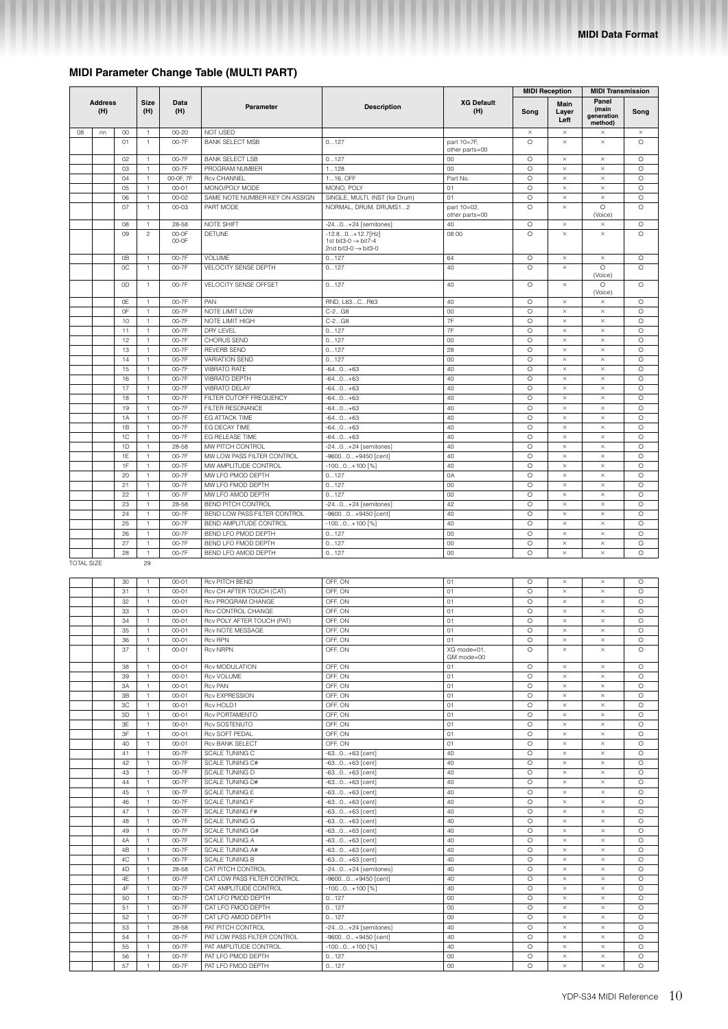## MIDI Parameter Change Table (MULTI PART)

| Address (H) | | | Size (H) | Data (H) | Parameter | Description | XG Default (H) | MIDI Reception | | MIDI Transmission | |
|---|---|---|---|---|---|---|---|---|---|---|---|
| | | | | | | | | Song | Main Layer Left | Panel (main generation method) | Song |
| 08 | nn | 00 | 1 | 00-20 | NOT USED | | | × | × | × | × |
| | | 01 | 1 | 00-7F | BANK SELECT MSB | 0...127 | part 10=7F, other parts=00 | ○ | × | × | ○ |
| | | 02 | 1 | 00-7F | BANK SELECT LSB | 0...127 | 00 | ○ | × | × | ○ |
| | | 03 | 1 | 00-7F | PROGRAM NUMBER | 1...128 | 00 | ○ | × | × | ○ |
| | | 04 | 1 | 00-0F, 7F | Rcv CHANNEL | 1...16, OFF | Part No. | ○ | × | × | ○ |
| | | 05 | 1 | 00-01 | MONO/POLY MODE | MONO, POLY | 01 | ○ | × | × | ○ |
| | | 06 | 1 | 00-02 | SAME NOTE NUMBER KEY ON ASSIGN | SINGLE, MULTI, INST (for Drum) | 01 | ○ | × | × | ○ |
| | | 07 | 1 | 00-03 | PART MODE | NORMAL, DRUM, DRUMS1...2 | part 10=02, other parts=00 | ○ | × | ○ (Voice) | ○ |
| | | 08 | 1 | 28-58 | NOTE SHIFT | -24...0...+24 [semitones] | 40 | ○ | × | × | ○ |
| | | 09 | 2 | 00-0F 00-0F | DETUNE | -12.8...0...+12.7[Hz] 1st bit3-0 → bit7-4 2nd bit3-0 → bit3-0 | 08 00 | ○ | × | × | ○ |
| | | 0B | 1 | 00-7F | VOLUME | 0...127 | 64 | ○ | × | × | ○ |
| | | 0C | 1 | 00-7F | VELOCITY SENSE DEPTH | 0...127 | 40 | ○ | × | ○ (Voice) | ○ |
| | | 0D | 1 | 00-7F | VELOCITY SENSE OFFSET | 0...127 | 40 | ○ | × | ○ (Voice) | ○ |
| | | 0E | 1 | 00-7F | PAN | RND, L63...C...R63 | 40 | ○ | × | × | ○ |
| | | 0F | 1 | 00-7F | NOTE LIMIT LOW | C-2...G8 | 00 | ○ | × | × | ○ |
| | | 10 | 1 | 00-7F | NOTE LIMIT HIGH | C-2...G8 | 7F | ○ | × | × | ○ |
| | | 11 | 1 | 00-7F | DRY LEVEL | 0...127 | 7F | ○ | × | × | ○ |
| | | 12 | 1 | 00-7F | CHORUS SEND | 0...127 | 00 | ○ | × | × | ○ |
| | | 13 | 1 | 00-7F | REVERB SEND | 0...127 | 28 | ○ | × | × | ○ |
| | | 14 | 1 | 00-7F | VARIATION SEND | 0...127 | 00 | ○ | × | × | ○ |
| | | 15 | 1 | 00-7F | VIBRATO RATE | -64...0...+63 | 40 | ○ | × | × | ○ |
| | | 16 | 1 | 00-7F | VIBRATO DEPTH | -64...0...+63 | 40 | ○ | × | × | ○ |
| | | 17 | 1 | 00-7F | VIBRATO DELAY | -64...0...+63 | 40 | ○ | × | × | ○ |
| | | 18 | 1 | 00-7F | FILTER CUTOFF FREQUENCY | -64...0...+63 | 40 | ○ | × | × | ○ |
| | | 19 | 1 | 00-7F | FILTER RESONANCE | -64...0...+63 | 40 | ○ | × | × | ○ |
| | | 1A | 1 | 00-7F | EG ATTACK TIME | -64...0...+63 | 40 | ○ | × | × | ○ |
| | | 1B | 1 | 00-7F | EG DECAY TIME | -64...0...+63 | 40 | ○ | × | × | ○ |
| | | 1C | 1 | 00-7F | EG RELEASE TIME | -64...0...+63 | 40 | ○ | × | × | ○ |
| | | 1D | 1 | 28-58 | MW PITCH CONTROL | -24...0...+24 [semitones] | 40 | ○ | × | × | ○ |
| | | 1E | 1 | 00-7F | MW LOW PASS FILTER CONTROL | -9600...0...+9450 [cent] | 40 | ○ | × | × | ○ |
| | | 1F | 1 | 00-7F | MW AMPLITUDE CONTROL | -100...0...+100 [%] | 40 | ○ | × | × | ○ |
| | | 20 | 1 | 00-7F | MW LFO PMOD DEPTH | 0...127 | 0A | ○ | × | × | ○ |
| | | 21 | 1 | 00-7F | MW LFO FMOD DEPTH | 0...127 | 00 | ○ | × | × | ○ |
| | | 22 | 1 | 00-7F | MW LFO AMOD DEPTH | 0...127 | 00 | ○ | × | × | ○ |
| | | 23 | 1 | 28-58 | BEND PITCH CONTROL | -24...0...+24 [semitones] | 42 | ○ | × | × | ○ |
| | | 24 | 1 | 00-7F | BEND LOW PASS FILTER CONTROL | -9600...0...+9450 [cent] | 40 | ○ | × | × | ○ |
| | | 25 | 1 | 00-7F | BEND AMPLITUDE CONTROL | -100...0...+100 [%] | 40 | ○ | × | × | ○ |
| | | 26 | 1 | 00-7F | BEND LFO PMOD DEPTH | 0...127 | 00 | ○ | × | × | ○ |
| | | 27 | 1 | 00-7F | BEND LFO FMOD DEPTH | 0...127 | 00 | ○ | × | × | ○ |
| | | 28 | 1 | 00-7F | BEND LFO AMOD DEPTH | 0...127 | 00 | ○ | × | × | ○ |
| TOTAL SIZE | | | 29 | | | | | | | | |
| | | 30 | 1 | 00-01 | Rcv PITCH BEND | OFF, ON | 01 | ○ | × | × | ○ |
| | | 31 | 1 | 00-01 | Rcv CH AFTER TOUCH (CAT) | OFF, ON | 01 | ○ | × | × | ○ |
| | | 32 | 1 | 00-01 | Rcv PROGRAM CHANGE | OFF, ON | 01 | ○ | × | × | ○ |
| | | 33 | 1 | 00-01 | Rcv CONTROL CHANGE | OFF, ON | 01 | ○ | × | × | ○ |
| | | 34 | 1 | 00-01 | Rcv POLY AFTER TOUCH (PAT) | OFF, ON | 01 | ○ | × | × | ○ |
| | | 35 | 1 | 00-01 | Rcv NOTE MESSAGE | OFF, ON | 01 | ○ | × | × | ○ |
| | | 36 | 1 | 00-01 | Rcv RPN | OFF, ON | 01 | ○ | × | × | ○ |
| | | 37 | 1 | 00-01 | Rcv NRPN | OFF, ON | XG mode=01, GM mode=00 | ○ | × | × | ○ |
| | | 38 | 1 | 00-01 | Rcv MODULATION | OFF, ON | 01 | ○ | × | × | ○ |
| | | 39 | 1 | 00-01 | Rcv VOLUME | OFF, ON | 01 | ○ | × | × | ○ |
| | | 3A | 1 | 00-01 | Rcv PAN | OFF, ON | 01 | ○ | × | × | ○ |
| | | 3B | 1 | 00-01 | Rcv EXPRESSION | OFF, ON | 01 | ○ | × | × | ○ |
| | | 3C | 1 | 00-01 | Rcv HOLD1 | OFF, ON | 01 | ○ | × | × | ○ |
| | | 3D | 1 | 00-01 | Rcv PORTAMENTO | OFF, ON | 01 | ○ | × | × | ○ |
| | | 3E | 1 | 00-01 | Rcv SOSTENUTO | OFF, ON | 01 | ○ | × | × | ○ |
| | | 3F | 1 | 00-01 | Rcv SOFT PEDAL | OFF, ON | 01 | ○ | × | × | ○ |
| | | 40 | 1 | 00-01 | Rcv BANK SELECT | OFF, ON | 01 | ○ | × | × | ○ |
| | | 41 | 1 | 00-7F | SCALE TUNING C | -63...0...+63 [cent] | 40 | ○ | × | × | ○ |
| | | 42 | 1 | 00-7F | SCALE TUNING C# | -63...0...+63 [cent] | 40 | ○ | × | × | ○ |
| | | 43 | 1 | 00-7F | SCALE TUNING D | -63...0...+63 [cent] | 40 | ○ | × | × | ○ |
| | | 44 | 1 | 00-7F | SCALE TUNING D# | -63...0...+63 [cent] | 40 | ○ | × | × | ○ |
| | | 45 | 1 | 00-7F | SCALE TUNING E | -63...0...+63 [cent] | 40 | ○ | × | × | ○ |
| | | 46 | 1 | 00-7F | SCALE TUNING F | -63...0...+63 [cent] | 40 | ○ | × | × | ○ |
| | | 47 | 1 | 00-7F | SCALE TUNING F# | -63...0...+63 [cent] | 40 | ○ | × | × | ○ |
| | | 48 | 1 | 00-7F | SCALE TUNING G | -63...0...+63 [cent] | 40 | ○ | × | × | ○ |
| | | 49 | 1 | 00-7F | SCALE TUNING G# | -63...0...+63 [cent] | 40 | ○ | × | × | ○ |
| | | 4A | 1 | 00-7F | SCALE TUNING A | -63...0...+63 [cent] | 40 | ○ | × | × | ○ |
| | | 4B | 1 | 00-7F | SCALE TUNING A# | -63...0...+63 [cent] | 40 | ○ | × | × | ○ |
| | | 4C | 1 | 00-7F | SCALE TUNING B | -63...0...+63 [cent] | 40 | ○ | × | × | ○ |
| | | 4D | 1 | 28-58 | CAT PITCH CONTROL | -24...0...+24 [semitones] | 40 | ○ | × | × | ○ |
| | | 4E | 1 | 00-7F | CAT LOW PASS FILTER CONTROL | -9600...0...+9450 [cent] | 40 | ○ | × | × | ○ |
| | | 4F | 1 | 00-7F | CAT AMPLITUDE CONTROL | -100...0...+100 [%] | 40 | ○ | × | × | ○ |
| | | 50 | 1 | 00-7F | CAT LFO PMOD DEPTH | 0...127 | 00 | ○ | × | × | ○ |
| | | 51 | 1 | 00-7F | CAT LFO FMOD DEPTH | 0...127 | 00 | ○ | × | × | ○ |
| | | 52 | 1 | 00-7F | CAT LFO AMOD DEPTH | 0...127 | 00 | ○ | × | × | ○ |
| | | 53 | 1 | 28-58 | PAT PITCH CONTROL | -24...0...+24 [semitones] | 40 | ○ | × | × | ○ |
| | | 54 | 1 | 00-7F | PAT LOW PASS FILTER CONTROL | -9600...0...+9450 [cent] | 40 | ○ | × | × | ○ |
| | | 55 | 1 | 00-7F | PAT AMPLITUDE CONTROL | -100...0...+100 [%] | 40 | ○ | × | × | ○ |
| | | 56 | 1 | 00-7F | PAT LFO PMOD DEPTH | 0...127 | 00 | ○ | × | × | ○ |
| | | 57 | 1 | 00-7F | PAT LFO FMOD DEPTH | 0...127 | 00 | ○ | × | × | ○ |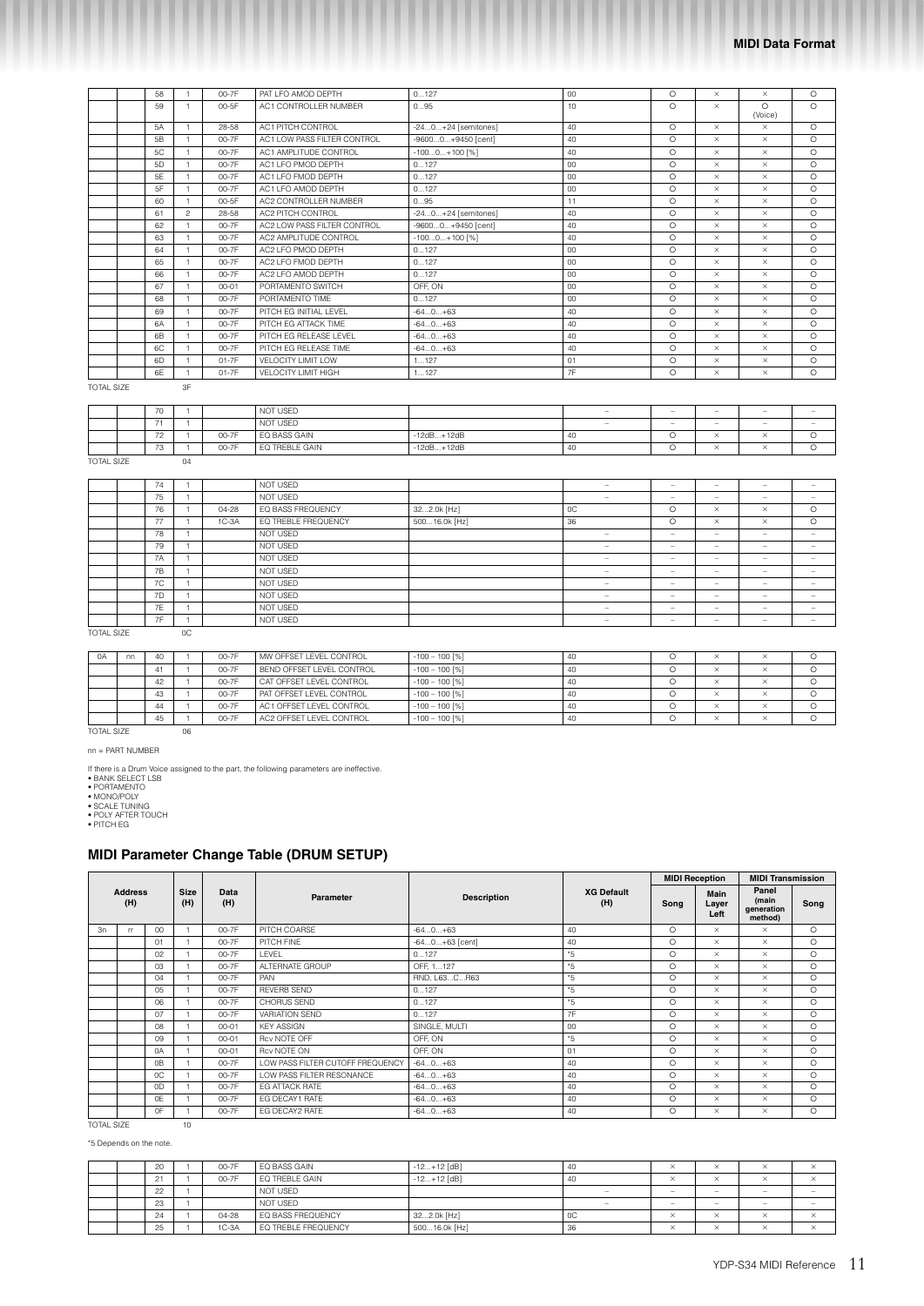| | | | | | | | | | | |
|---|---|---|---|---|---|---|---|---|---|---|
| | | 58 | 1 | 00-7F | PAT LFO AMOD DEPTH | 0...127 | 00 | ○ | × | × | ○ |
| | | 59 | 1 | 00-5F | AC1 CONTROLLER NUMBER | 0...95 | 10 | ○ | × | ○ (Voice) | ○ |
| | | 5A | 1 | 28-58 | AC1 PITCH CONTROL | -24...0...+24 [semitones] | 40 | ○ | × | × | ○ |
| | | 5B | 1 | 00-7F | AC1 LOW PASS FILTER CONTROL | -9600...0...+9450 [cent] | 40 | ○ | × | × | ○ |
| | | 5C | 1 | 00-7F | AC1 AMPLITUDE CONTROL | -100...0...+100 [%] | 40 | ○ | × | × | ○ |
| | | 5D | 1 | 00-7F | AC1 LFO PMOD DEPTH | 0...127 | 00 | ○ | × | × | ○ |
| | | 5E | 1 | 00-7F | AC1 LFO FMOD DEPTH | 0...127 | 00 | ○ | × | × | ○ |
| | | 5F | 1 | 00-7F | AC1 LFO AMOD DEPTH | 0...127 | 00 | ○ | × | × | ○ |
| | | 60 | 1 | 00-5F | AC2 CONTROLLER NUMBER | 0...95 | 11 | ○ | × | × | ○ |
| | | 61 | 2 | 28-58 | AC2 PITCH CONTROL | -24...0...+24 [semitones] | 40 | ○ | × | × | ○ |
| | | 62 | 1 | 00-7F | AC2 LOW PASS FILTER CONTROL | -9600...0...+9450 [cent] | 40 | ○ | × | × | ○ |
| | | 63 | 1 | 00-7F | AC2 AMPLITUDE CONTROL | -100...0...+100 [%] | 40 | ○ | × | × | ○ |
| | | 64 | 1 | 00-7F | AC2 LFO PMOD DEPTH | 0...127 | 00 | ○ | × | × | ○ |
| | | 65 | 1 | 00-7F | AC2 LFO FMOD DEPTH | 0...127 | 00 | ○ | × | × | ○ |
| | | 66 | 1 | 00-7F | AC2 LFO AMOD DEPTH | 0...127 | 00 | ○ | × | × | ○ |
| | | 67 | 1 | 00-01 | PORTAMENTO SWITCH | OFF, ON | 00 | ○ | × | × | ○ |
| | | 68 | 1 | 00-7F | PORTAMENTO TIME | 0...127 | 00 | ○ | × | × | ○ |
| | | 69 | 1 | 00-7F | PITCH EG INITIAL LEVEL | -64...0...+63 | 40 | ○ | × | × | ○ |
| | | 6A | 1 | 00-7F | PITCH EG ATTACK TIME | -64...0...+63 | 40 | ○ | × | × | ○ |
| | | 6B | 1 | 00-7F | PITCH EG RELEASE LEVEL | -64...0...+63 | 40 | ○ | × | × | ○ |
| | | 6C | 1 | 00-7F | PITCH EG RELEASE TIME | -64...0...+63 | 40 | ○ | × | × | ○ |
| | | 6D | 1 | 01-7F | VELOCITY LIMIT LOW | 1...127 | 01 | ○ | × | × | ○ |
| | | 6E | 1 | 01-7F | VELOCITY LIMIT HIGH | 1...127 | 7F | ○ | × | × | ○ |
| TOTAL SIZE | | | 3F | | | | | | | | |

| | | | | | | | | | | | |
|---|---|---|---|---|---|---|---|---|---|---|---|
| | | 70 | 1 | | NOT USED | | – | – | – | – | – |
| | | 71 | 1 | | NOT USED | | – | – | – | – | – |
| | | 72 | 1 | 00-7F | EQ BASS GAIN | -12dB...+12dB | 40 | ○ | × | × | ○ |
| | | 73 | 1 | 00-7F | EQ TREBLE GAIN | -12dB...+12dB | 40 | ○ | × | × | ○ |
| TOTAL SIZE | | | 04 | | | | | | | | |

| | | | | | | | | | | | |
|---|---|---|---|---|---|---|---|---|---|---|---|
| | | 74 | 1 | | NOT USED | | – | – | – | – | – |
| | | 75 | 1 | | NOT USED | | – | – | – | – | – |
| | | 76 | 1 | 04-28 | EQ BASS FREQUENCY | 32...2.0k [Hz] | 0C | ○ | × | × | ○ |
| | | 77 | 1 | 1C-3A | EQ TREBLE FREQUENCY | 500...16.0k [Hz] | 36 | ○ | × | × | ○ |
| | | 78 | 1 | | NOT USED | | – | – | – | – | – |
| | | 79 | 1 | | NOT USED | | – | – | – | – | – |
| | | 7A | 1 | | NOT USED | | – | – | – | – | – |
| | | 7B | 1 | | NOT USED | | – | – | – | – | – |
| | | 7C | 1 | | NOT USED | | – | – | – | – | – |
| | | 7D | 1 | | NOT USED | | – | – | – | – | – |
| | | 7E | 1 | | NOT USED | | – | – | – | – | – |
| | | 7F | 1 | | NOT USED | | – | – | – | – | – |
| TOTAL SIZE | | | 0C | | | | | | | | |

| | | | | | | | | | | | |
|---|---|---|---|---|---|---|---|---|---|---|---|
| 0A | nn | 40 | 1 | 00-7F | MW OFFSET LEVEL CONTROL | -100 – 100 [%] | 40 | ○ | × | × | ○ |
| | | 41 | 1 | 00-7F | BEND OFFSET LEVEL CONTROL | -100 – 100 [%] | 40 | ○ | × | × | ○ |
| | | 42 | 1 | 00-7F | CAT OFFSET LEVEL CONTROL | -100 – 100 [%] | 40 | ○ | × | × | ○ |
| | | 43 | 1 | 00-7F | PAT OFFSET LEVEL CONTROL | -100 – 100 [%] | 40 | ○ | × | × | ○ |
| | | 44 | 1 | 00-7F | AC1 OFFSET LEVEL CONTROL | -100 – 100 [%] | 40 | ○ | × | × | ○ |
| | | 45 | 1 | 00-7F | AC2 OFFSET LEVEL CONTROL | -100 – 100 [%] | 40 | ○ | × | × | ○ |
| TOTAL SIZE | | | 06 | | | | | | | | |

nn = PART NUMBER

If there is a Drum Voice assigned to the part, the following parameters are ineffective.
- BANK SELECT LSB
- PORTAMENTO
- MONO/POLY
- SCALE TUNING
- POLY AFTER TOUCH
- PITCH EG

## MIDI Parameter Change Table (DRUM SETUP)

| Address (H) | | | Size (H) | Data (H) | Parameter | Description | XG Default (H) | MIDI Reception | | MIDI Transmission | |
|---|---|---|---|---|---|---|---|---|---|---|---|
| | | | | | | | | Song | Main Layer Left | Panel (main generation method) | Song |
| 3n | rr | 00 | 1 | 00-7F | PITCH COARSE | -64...0...+63 | 40 | ○ | × | × | ○ |
| | | 01 | 1 | 00-7F | PITCH FINE | -64...0...+63 [cent] | 40 | ○ | × | × | ○ |
| | | 02 | 1 | 00-7F | LEVEL | 0...127 | *5 | ○ | × | × | ○ |
| | | 03 | 1 | 00-7F | ALTERNATE GROUP | OFF, 1...127 | *5 | ○ | × | × | ○ |
| | | 04 | 1 | 00-7F | PAN | RND, L63...C...R63 | *5 | ○ | × | × | ○ |
| | | 05 | 1 | 00-7F | REVERB SEND | 0...127 | *5 | ○ | × | × | ○ |
| | | 06 | 1 | 00-7F | CHORUS SEND | 0...127 | *5 | ○ | × | × | ○ |
| | | 07 | 1 | 00-7F | VARIATION SEND | 0...127 | 7F | ○ | × | × | ○ |
| | | 08 | 1 | 00-01 | KEY ASSIGN | SINGLE, MULTI | 00 | ○ | × | × | ○ |
| | | 09 | 1 | 00-01 | Rcv NOTE OFF | OFF, ON | *5 | ○ | × | × | ○ |
| | | 0A | 1 | 00-01 | Rcv NOTE ON | OFF, ON | 01 | ○ | × | × | ○ |
| | | 0B | 1 | 00-7F | LOW PASS FILTER CUTOFF FREQUENCY | -64...0...+63 | 40 | ○ | × | × | ○ |
| | | 0C | 1 | 00-7F | LOW PASS FILTER RESONANCE | -64...0...+63 | 40 | ○ | × | × | ○ |
| | | 0D | 1 | 00-7F | EG ATTACK RATE | -64...0...+63 | 40 | ○ | × | × | ○ |
| | | 0E | 1 | 00-7F | EG DECAY1 RATE | -64...0...+63 | 40 | ○ | × | × | ○ |
| | | 0F | 1 | 00-7F | EG DECAY2 RATE | -64...0...+63 | 40 | ○ | × | × | ○ |
| TOTAL SIZE | | | 10 | | | | | | | | |

*5 Depends on the note.

| | | | | | | | | | | | |
|---|---|---|---|---|---|---|---|---|---|---|---|
| | | 20 | 1 | 00-7F | EQ BASS GAIN | -12...+12 [dB] | 40 | × | × | × | × |
| | | 21 | 1 | 00-7F | EQ TREBLE GAIN | -12...+12 [dB] | 40 | × | × | × | × |
| | | 22 | 1 | | NOT USED | | – | – | – | – | – |
| | | 23 | 1 | | NOT USED | | – | – | – | – | – |
| | | 24 | 1 | 04-28 | EQ BASS FREQUENCY | 32...2.0k [Hz] | 0C | × | × | × | × |
| | | 25 | 1 | 1C-3A | EQ TREBLE FREQUENCY | 500...16.0k [Hz] | 36 | × | × | × | × |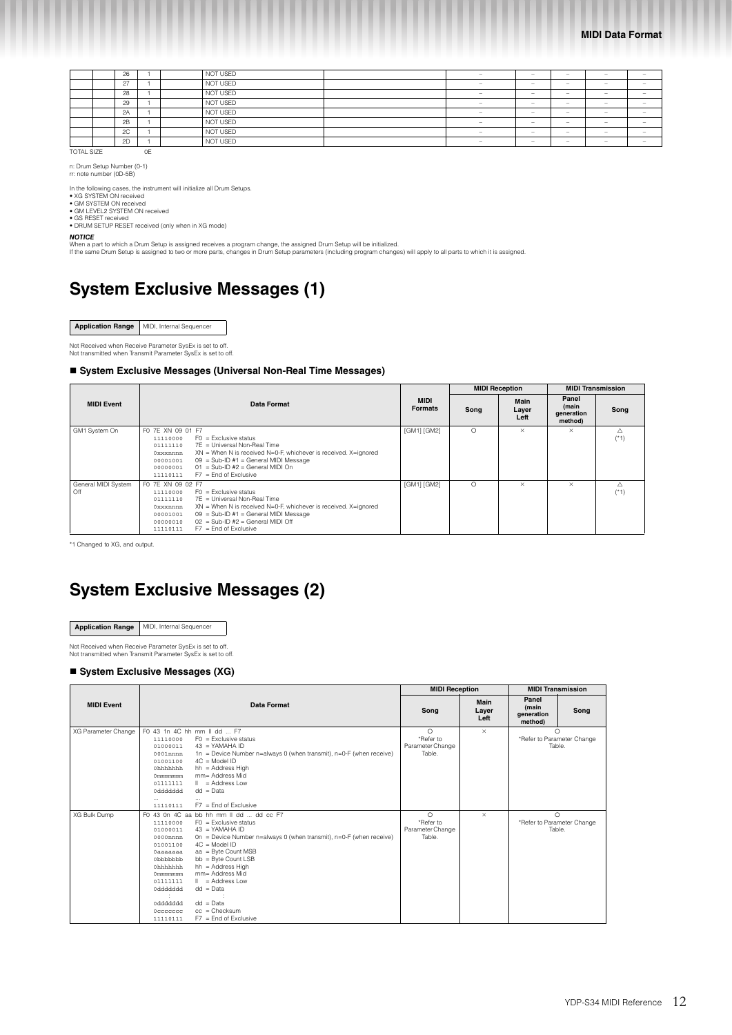|  |  | 26 | 1 |  | NOT USED |  | – | – | – | – | – |
|---|---|---|---|---|---|---|---|---|---|---|---|
|  |  | 27 | 1 |  | NOT USED |  | – | – | – | – | – |
|  |  | 28 | 1 |  | NOT USED |  | – | – | – | – | – |
|  |  | 29 | 1 |  | NOT USED |  | – | – | – | – | – |
|  |  | 2A | 1 |  | NOT USED |  | – | – | – | – | – |
|  |  | 2B | 1 |  | NOT USED |  | – | – | – | – | – |
|  |  | 2C | 1 |  | NOT USED |  | – | – | – | – | – |
|  |  | 2D | 1 |  | NOT USED |  | – | – | – | – | – |

TOTAL SIZE 0E

n: Drum Setup Number (0-1)
rr: note number (0D-5B)

In the following cases, the instrument will initialize all Drum Setups.
- XG SYSTEM ON received
- GM SYSTEM ON received
- GM LEVEL2 SYSTEM ON received
- GS RESET received
- DRUM SETUP RESET received (only when in XG mode)

***NOTICE***
When a part to which a Drum Setup is assigned receives a program change, the assigned Drum Setup will be initialized.
If the same Drum Setup is assigned to two or more parts, changes in Drum Setup parameters (including program changes) will apply to all parts to which it is assigned.

# System Exclusive Messages (1)

| **Application Range** | MIDI, Internal Sequencer |
|---|---|

Not Received when Receive Parameter SysEx is set to off.
Not transmitted when Transmit Parameter SysEx is set to off.

## ■ System Exclusive Messages (Universal Non-Real Time Messages)

| MIDI Event | Data Format | MIDI Formats | MIDI Reception |  | MIDI Transmission |  |
|---|---|---|---|---|---|---|
|  |  |  | Song | Main Layer Left | Panel (main generation method) | Song |
| GM1 System On | F0 7E XN 09 01 F7<br>11110000 F0 = Exclusive status<br>01111110 7E = Universal Non-Real Time<br>0xxxnnnn XN = When N is received N=0-F, whichever is received. X=ignored<br>00001001 09 = Sub-ID #1 = General MIDI Message<br>00000001 01 = Sub-ID #2 = General MIDI On<br>11110111 F7 = End of Exclusive | [GM1] [GM2] | ○ | × | × | △ (*1) |
| General MIDI System Off | F0 7E XN 09 02 F7<br>11110000 F0 = Exclusive status<br>01111110 7E = Universal Non-Real Time<br>0xxxnnnn XN = When N is received N=0-F, whichever is received. X=ignored<br>00001001 09 = Sub-ID #1 = General MIDI Message<br>00000010 02 = Sub-ID #2 = General MIDI Off<br>11110111 F7 = End of Exclusive | [GM1] [GM2] | ○ | × | × | △ (*1) |

*1 Changed to XG, and output.

# System Exclusive Messages (2)

| **Application Range** | MIDI, Internal Sequencer |
|---|---|

Not Received when Receive Parameter SysEx is set to off.
Not transmitted when Transmit Parameter SysEx is set to off.

## ■ System Exclusive Messages (XG)

| MIDI Event | Data Format | MIDI Reception |  | MIDI Transmission |  |
|---|---|---|---|---|---|
|  |  | Song | Main Layer Left | Panel (main generation method) | Song |
| XG Parameter Change | F0 43 1n 4C hh mm ll dd ... F7<br>11110000 F0 = Exclusive status<br>01000011 43 = YAMAHA ID<br>0001nnnn 1n = Device Number n=always 0 (when transmit), n=0-F (when receive)<br>01001100 4C = Model ID<br>0hhhhhhh hh = Address High<br>0mmmmmmm mm= Address Mid<br>0lllllll ll = Address Low<br>0ddddddd dd = Data<br>... ...<br>11110111 F7 = End of Exclusive | ○ *Refer to Parameter Change Table. | × | ○ *Refer to Parameter Change Table. |  |
| XG Bulk Dump | F0 43 0n 4C aa bb hh mm ll dd ... dd cc F7<br>11110000 F0 = Exclusive status<br>01000011 43 = YAMAHA ID<br>0000nnnn 0n = Device Number n=always 0 (when transmit), n=0-F (when receive)<br>01001100 4C = Model ID<br>0aaaaaaa aa = Byte Count MSB<br>0bbbbbbb bb = Byte Count LSB<br>0hhhhhhh hh = Address High<br>0mmmmmmm mm= Address Mid<br>0lllllll ll = Address Low<br>0ddddddd dd = Data<br>: :<br>0ddddddd dd = Data<br>0ccccccc cc = Checksum<br>11110111 F7 = End of Exclusive | ○ *Refer to Parameter Change Table. | × | ○ *Refer to Parameter Change Table. |  |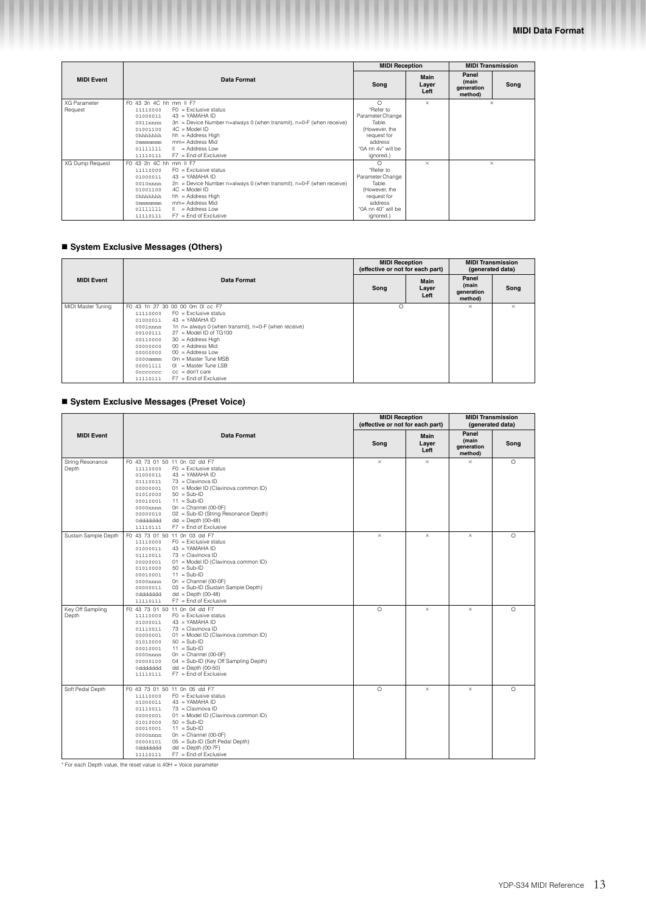| MIDI Event | Data Format | MIDI Reception | | MIDI Transmission | |
|---|---|---|---|---|---|
| | | Song | Main Layer Left | Panel (main generation method) | Song |
| XG Parameter Request | F0 43 3n 4C hh mm ll F7<br>11110000 F0 = Exclusive status<br>01000011 43 = YAMAHA ID<br>0011nnnn 3n = Device Number n=always 0 (when transmit), n=0-F (when receive)<br>01001100 4C = Model ID<br>0hhhhhhh hh = Address High<br>0mmmmmmm mm= Address Mid<br>0lllllll ll = Address Low<br>11110111 F7 = End of Exclusive | ○<br>*Refer to Parameter Change Table. (However, the request for address "0A nn 4v" will be ignored.) | × | × | |
| XG Dump Request | F0 43 2n 4C hh mm ll F7<br>11110000 F0 = Exclusive status<br>01000011 43 = YAMAHA ID<br>0010nnnn 2n = Device Number n=always 0 (when transmit), n=0-F (when receive)<br>01001100 4C = Model ID<br>0hhhhhhh hh = Address High<br>0mmmmmmm mm= Address Mid<br>0lllllll ll = Address Low<br>11110111 F7 = End of Exclusive | ○<br>*Refer to Parameter Change Table. (However, the request for address "0A nn 40" will be ignored.) | × | × | |

## ■ System Exclusive Messages (Others)

| MIDI Event | Data Format | MIDI Reception (effective or not for each part) | | MIDI Transmission (generated data) | |
|---|---|---|---|---|---|
| | | Song | Main Layer Left | Panel (main generation method) | Song |
| MIDI Master Tuning | F0 43 1n 27 30 00 00 0m 0l cc F7<br>11110000 F0 = Exclusive status<br>01000011 43 = YAMAHA ID<br>0001nnnn 1n n= always 0 (when transmit), n=0-F (when receive)<br>00100111 27 = Model ID of TG100<br>00110000 30 = Address High<br>00000000 00 = Address Mid<br>00000000 00 = Address Low<br>0000mmmm 0m = Master Tune MSB<br>0000llll 0l = Master Tune LSB<br>0ccccccc cc = don't care<br>11110111 F7 = End of Exclusive | ○ | | × | × |

## ■ System Exclusive Messages (Preset Voice)

| MIDI Event | Data Format | MIDI Reception (effective or not for each part) | | MIDI Transmission (generated data) | |
|---|---|---|---|---|---|
| | | Song | Main Layer Left | Panel (main generation method) | Song |
| String Resonance Depth | F0 43 73 01 50 11 0n 02 dd F7<br>11110000 F0 = Exclusive status<br>01000011 43 = YAMAHA ID<br>01110011 73 = Clavinova ID<br>00000001 01 = Model ID (Clavinova common ID)<br>01010000 50 = Sub-ID<br>00010001 11 = Sub-ID<br>0000nnnn 0n = Channel (00-0F)<br>00000010 02 = Sub-ID (String Resonance Depth)<br>0ddddddd dd = Depth (00-48)<br>11110111 F7 = End of Exclusive | × | × | × | ○ |
| Sustain Sample Depth | F0 43 73 01 50 11 0n 03 dd F7<br>11110000 F0 = Exclusive status<br>01000011 43 = YAMAHA ID<br>01110011 73 = Clavinova ID<br>00000001 01 = Model ID (Clavinova common ID)<br>01010000 50 = Sub-ID<br>00010001 11 = Sub-ID<br>0000nnnn 0n = Channel (00-0F)<br>00000011 03 = Sub-ID (Sustain Sample Depth)<br>0ddddddd dd = Depth (00-48)<br>11110111 F7 = End of Exclusive | × | × | × | ○ |
| Key Off Sampling Depth | F0 43 73 01 50 11 0n 04 dd F7<br>11110000 F0 = Exclusive status<br>01000011 43 = YAMAHA ID<br>01110011 73 = Clavinova ID<br>00000001 01 = Model ID (Clavinova common ID)<br>01010000 50 = Sub-ID<br>00010001 11 = Sub-ID<br>0000nnnn 0n = Channel (00-0F)<br>00000100 04 = Sub-ID (Key Off Sampling Depth)<br>0ddddddd dd = Depth (00-50)<br>11110111 F7 = End of Exclusive | ○ | × | × | ○ |
| Soft Pedal Depth | F0 43 73 01 50 11 0n 05 dd F7<br>11110000 F0 = Exclusive status<br>01000011 43 = YAMAHA ID<br>01110011 73 = Clavinova ID<br>00000001 01 = Model ID (Clavinova common ID)<br>01010000 50 = Sub-ID<br>00010001 11 = Sub-ID<br>0000nnnn 0n = Channel (00-0F)<br>00000101 05 = Sub-ID (Soft Pedal Depth)<br>0ddddddd dd = Depth (00-7F)<br>11110111 F7 = End of Exclusive | ○ | × | × | ○ |

* For each Depth value, the reset value is 40H = Voice parameter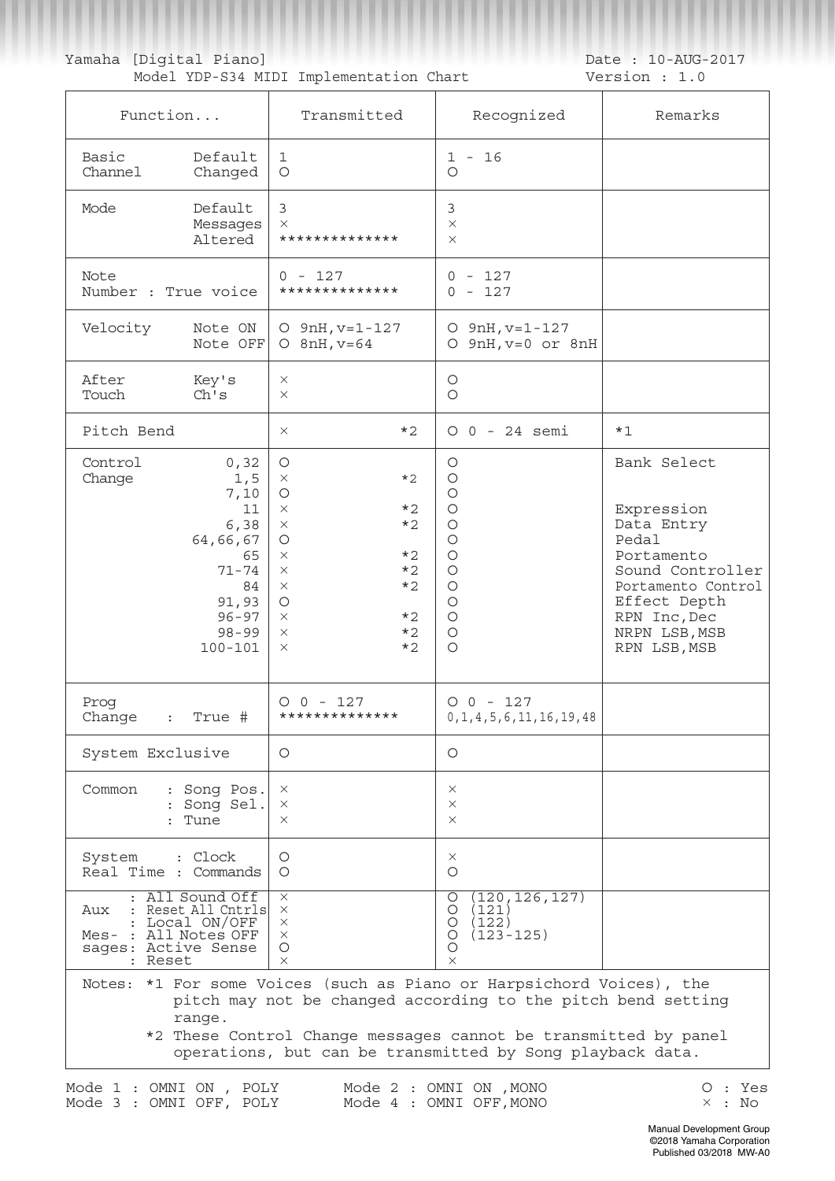Yamaha [Digital Piano] Date : 10-AUG-2017
Model YDP-S34 MIDI Implementation Chart Version : 1.0

| Function... | | Transmitted | Recognized | Remarks |
|---|---|---|---|---|
| Basic Channel | Default | 1 | 1 - 16 | |
| | Changed | O | O | |
| Mode | Default | 3 | 3 | |
| | Messages | × | × | |
| | Altered | ************** | × | |
| Note Number : True voice | | 0 - 127 | 0 - 127 | |
| | | ************** | 0 - 127 | |
| Velocity | Note ON | O 9nH,v=1-127 | O 9nH,v=1-127 | |
| | Note OFF | O 8nH,v=64 | O 9nH,v=0 or 8nH | |
| After Touch | Key's | × | O | |
| | Ch's | × | O | |
| Pitch Bend | | × *2 | O 0 - 24 semi | *1 |
| Control Change | 0,32 | O | O | Bank Select |
| | 1,5 | × *2 | O | |
| | 7,10 | O | O | |
| | 11 | × *2 | O | Expression |
| | 6,38 | × *2 | O | Data Entry |
| | 64,66,67 | O | O | Pedal |
| | 65 | × *2 | O | Portamento |
| | 71-74 | × *2 | O | Sound Controller |
| | 84 | × *2 | O | Portamento Control |
| | 91,93 | O | O | Effect Depth |
| | 96-97 | × *2 | O | RPN Inc,Dec |
| | 98-99 | × *2 | O | NRPN LSB,MSB |
| | 100-101 | × *2 | O | RPN LSB,MSB |
| Prog Change : True # | | O 0 - 127 | O 0 - 127 | |
| | | ************** | 0,1,4,5,6,11,16,19,48 | |
| System Exclusive | | O | O | |
| Common | : Song Pos. | × | × | |
| | : Song Sel. | × | × | |
| | : Tune | × | × | |
| System Real Time | : Clock | O | × | |
| | : Commands | O | O | |
| Aux Mes- sages | : All Sound Off | × | O (120,126,127) | |
| | : Reset All Cntrls | × | O (121) | |
| | : Local ON/OFF | × | O (122) | |
| | : All Notes OFF | × | O (123-125) | |
| | : Active Sense | O | O | |
| | : Reset | × | × | |

Notes: *1 For some Voices (such as Piano or Harpsichord Voices), the pitch may not be changed according to the pitch bend setting range.
*2 These Control Change messages cannot be transmitted by panel operations, but can be transmitted by Song playback data.

Mode 1 : OMNI ON , POLY    Mode 2 : OMNI ON ,MONO    O : Yes
Mode 3 : OMNI OFF, POLY    Mode 4 : OMNI OFF,MONO    × : No

Manual Development Group
©2018 Yamaha Corporation
Published 03/2018 MW-A0